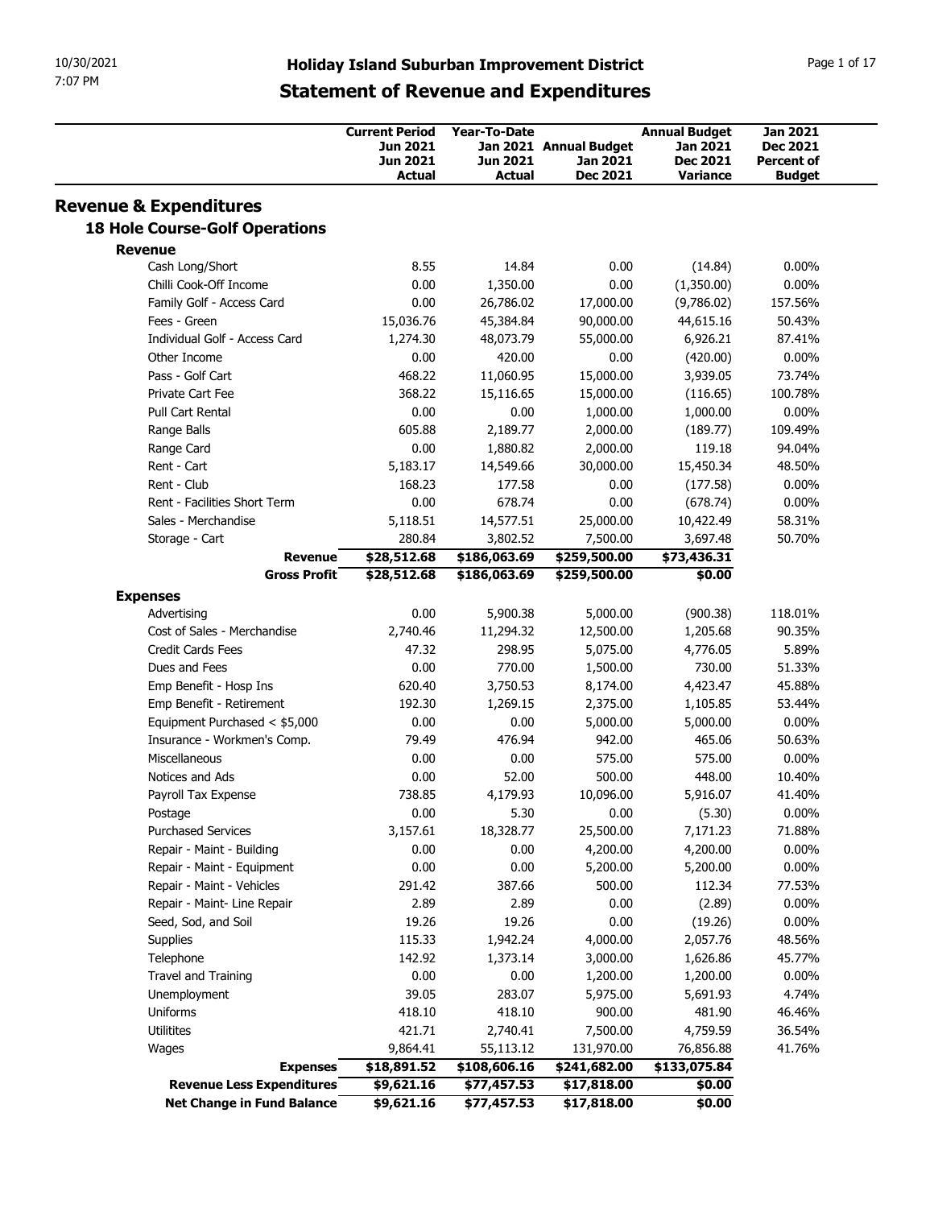# Holiday Island Suburban Improvement District

## Statement of Revenue and Expenditures

10/30/2021
7:07 PM

| | Current Period Jun 2021 Jun 2021 Actual | Year-To-Date Jan 2021 Jun 2021 Actual | Annual Budget Jan 2021 Dec 2021 | Annual Budget Jan 2021 Dec 2021 Variance | Jan 2021 Dec 2021 Percent of Budget |
|---|---|---|---|---|---|
| **Revenue & Expenditures** | | | | | |
| **18 Hole Course-Golf Operations** | | | | | |
| **Revenue** | | | | | |
| Cash Long/Short | 8.55 | 14.84 | 0.00 | (14.84) | 0.00% |
| Chilli Cook-Off Income | 0.00 | 1,350.00 | 0.00 | (1,350.00) | 0.00% |
| Family Golf - Access Card | 0.00 | 26,786.02 | 17,000.00 | (9,786.02) | 157.56% |
| Fees - Green | 15,036.76 | 45,384.84 | 90,000.00 | 44,615.16 | 50.43% |
| Individual Golf - Access Card | 1,274.30 | 48,073.79 | 55,000.00 | 6,926.21 | 87.41% |
| Other Income | 0.00 | 420.00 | 0.00 | (420.00) | 0.00% |
| Pass - Golf Cart | 468.22 | 11,060.95 | 15,000.00 | 3,939.05 | 73.74% |
| Private Cart Fee | 368.22 | 15,116.65 | 15,000.00 | (116.65) | 100.78% |
| Pull Cart Rental | 0.00 | 0.00 | 1,000.00 | 1,000.00 | 0.00% |
| Range Balls | 605.88 | 2,189.77 | 2,000.00 | (189.77) | 109.49% |
| Range Card | 0.00 | 1,880.82 | 2,000.00 | 119.18 | 94.04% |
| Rent - Cart | 5,183.17 | 14,549.66 | 30,000.00 | 15,450.34 | 48.50% |
| Rent - Club | 168.23 | 177.58 | 0.00 | (177.58) | 0.00% |
| Rent - Facilities Short Term | 0.00 | 678.74 | 0.00 | (678.74) | 0.00% |
| Sales - Merchandise | 5,118.51 | 14,577.51 | 25,000.00 | 10,422.49 | 58.31% |
| Storage - Cart | 280.84 | 3,802.52 | 7,500.00 | 3,697.48 | 50.70% |
| **Revenue** | **$28,512.68** | **$186,063.69** | **$259,500.00** | **$73,436.31** | |
| **Gross Profit** | **$28,512.68** | **$186,063.69** | **$259,500.00** | **$0.00** | |
| **Expenses** | | | | | |
| Advertising | 0.00 | 5,900.38 | 5,000.00 | (900.38) | 118.01% |
| Cost of Sales - Merchandise | 2,740.46 | 11,294.32 | 12,500.00 | 1,205.68 | 90.35% |
| Credit Cards Fees | 47.32 | 298.95 | 5,075.00 | 4,776.05 | 5.89% |
| Dues and Fees | 0.00 | 770.00 | 1,500.00 | 730.00 | 51.33% |
| Emp Benefit - Hosp Ins | 620.40 | 3,750.53 | 8,174.00 | 4,423.47 | 45.88% |
| Emp Benefit - Retirement | 192.30 | 1,269.15 | 2,375.00 | 1,105.85 | 53.44% |
| Equipment Purchased < $5,000 | 0.00 | 0.00 | 5,000.00 | 5,000.00 | 0.00% |
| Insurance - Workmen's Comp. | 79.49 | 476.94 | 942.00 | 465.06 | 50.63% |
| Miscellaneous | 0.00 | 0.00 | 575.00 | 575.00 | 0.00% |
| Notices and Ads | 0.00 | 52.00 | 500.00 | 448.00 | 10.40% |
| Payroll Tax Expense | 738.85 | 4,179.93 | 10,096.00 | 5,916.07 | 41.40% |
| Postage | 0.00 | 5.30 | 0.00 | (5.30) | 0.00% |
| Purchased Services | 3,157.61 | 18,328.77 | 25,500.00 | 7,171.23 | 71.88% |
| Repair - Maint - Building | 0.00 | 0.00 | 4,200.00 | 4,200.00 | 0.00% |
| Repair - Maint - Equipment | 0.00 | 0.00 | 5,200.00 | 5,200.00 | 0.00% |
| Repair - Maint - Vehicles | 291.42 | 387.66 | 500.00 | 112.34 | 77.53% |
| Repair - Maint- Line Repair | 2.89 | 2.89 | 0.00 | (2.89) | 0.00% |
| Seed, Sod, and Soil | 19.26 | 19.26 | 0.00 | (19.26) | 0.00% |
| Supplies | 115.33 | 1,942.24 | 4,000.00 | 2,057.76 | 48.56% |
| Telephone | 142.92 | 1,373.14 | 3,000.00 | 1,626.86 | 45.77% |
| Travel and Training | 0.00 | 0.00 | 1,200.00 | 1,200.00 | 0.00% |
| Unemployment | 39.05 | 283.07 | 5,975.00 | 5,691.93 | 4.74% |
| Uniforms | 418.10 | 418.10 | 900.00 | 481.90 | 46.46% |
| Utilitites | 421.71 | 2,740.41 | 7,500.00 | 4,759.59 | 36.54% |
| Wages | 9,864.41 | 55,113.12 | 131,970.00 | 76,856.88 | 41.76% |
| **Expenses** | **$18,891.52** | **$108,606.16** | **$241,682.00** | **$133,075.84** | |
| **Revenue Less Expenditures** | **$9,621.16** | **$77,457.53** | **$17,818.00** | **$0.00** | |
| **Net Change in Fund Balance** | **$9,621.16** | **$77,457.53** | **$17,818.00** | **$0.00** | |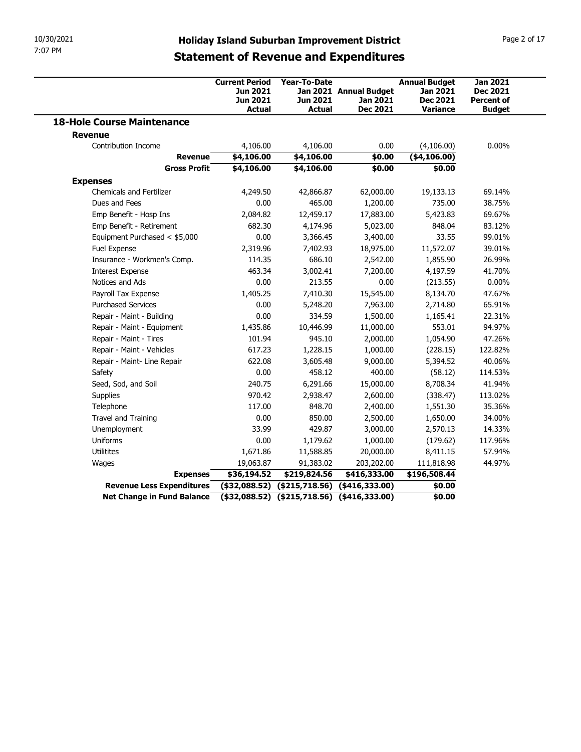# Holiday Island Suburban Improvement District

## Statement of Revenue and Expenditures

| | Current Period Jun 2021 Jun 2021 Actual | Year-To-Date Jan 2021 Jun 2021 Actual | Annual Budget Jan 2021 Dec 2021 | Annual Budget Jan 2021 Dec 2021 Variance | Jan 2021 Dec 2021 Percent of Budget |
|---|---|---|---|---|---|
| **18-Hole Course Maintenance** | | | | | |
| **Revenue** | | | | | |
| Contribution Income | 4,106.00 | 4,106.00 | 0.00 | (4,106.00) | 0.00% |
| **Revenue** | **$4,106.00** | **$4,106.00** | **$0.00** | **($4,106.00)** | |
| **Gross Profit** | **$4,106.00** | **$4,106.00** | **$0.00** | **$0.00** | |
| **Expenses** | | | | | |
| Chemicals and Fertilizer | 4,249.50 | 42,866.87 | 62,000.00 | 19,133.13 | 69.14% |
| Dues and Fees | 0.00 | 465.00 | 1,200.00 | 735.00 | 38.75% |
| Emp Benefit - Hosp Ins | 2,084.82 | 12,459.17 | 17,883.00 | 5,423.83 | 69.67% |
| Emp Benefit - Retirement | 682.30 | 4,174.96 | 5,023.00 | 848.04 | 83.12% |
| Equipment Purchased < $5,000 | 0.00 | 3,366.45 | 3,400.00 | 33.55 | 99.01% |
| Fuel Expense | 2,319.96 | 7,402.93 | 18,975.00 | 11,572.07 | 39.01% |
| Insurance - Workmen's Comp. | 114.35 | 686.10 | 2,542.00 | 1,855.90 | 26.99% |
| Interest Expense | 463.34 | 3,002.41 | 7,200.00 | 4,197.59 | 41.70% |
| Notices and Ads | 0.00 | 213.55 | 0.00 | (213.55) | 0.00% |
| Payroll Tax Expense | 1,405.25 | 7,410.30 | 15,545.00 | 8,134.70 | 47.67% |
| Purchased Services | 0.00 | 5,248.20 | 7,963.00 | 2,714.80 | 65.91% |
| Repair - Maint - Building | 0.00 | 334.59 | 1,500.00 | 1,165.41 | 22.31% |
| Repair - Maint - Equipment | 1,435.86 | 10,446.99 | 11,000.00 | 553.01 | 94.97% |
| Repair - Maint - Tires | 101.94 | 945.10 | 2,000.00 | 1,054.90 | 47.26% |
| Repair - Maint - Vehicles | 617.23 | 1,228.15 | 1,000.00 | (228.15) | 122.82% |
| Repair - Maint- Line Repair | 622.08 | 3,605.48 | 9,000.00 | 5,394.52 | 40.06% |
| Safety | 0.00 | 458.12 | 400.00 | (58.12) | 114.53% |
| Seed, Sod, and Soil | 240.75 | 6,291.66 | 15,000.00 | 8,708.34 | 41.94% |
| Supplies | 970.42 | 2,938.47 | 2,600.00 | (338.47) | 113.02% |
| Telephone | 117.00 | 848.70 | 2,400.00 | 1,551.30 | 35.36% |
| Travel and Training | 0.00 | 850.00 | 2,500.00 | 1,650.00 | 34.00% |
| Unemployment | 33.99 | 429.87 | 3,000.00 | 2,570.13 | 14.33% |
| Uniforms | 0.00 | 1,179.62 | 1,000.00 | (179.62) | 117.96% |
| Utilitites | 1,671.86 | 11,588.85 | 20,000.00 | 8,411.15 | 57.94% |
| Wages | 19,063.87 | 91,383.02 | 203,202.00 | 111,818.98 | 44.97% |
| **Expenses** | **$36,194.52** | **$219,824.56** | **$416,333.00** | **$196,508.44** | |
| **Revenue Less Expenditures** | **($32,088.52)** | **($215,718.56)** | **($416,333.00)** | **$0.00** | |
| **Net Change in Fund Balance** | **($32,088.52)** | **($215,718.56)** | **($416,333.00)** | **$0.00** | |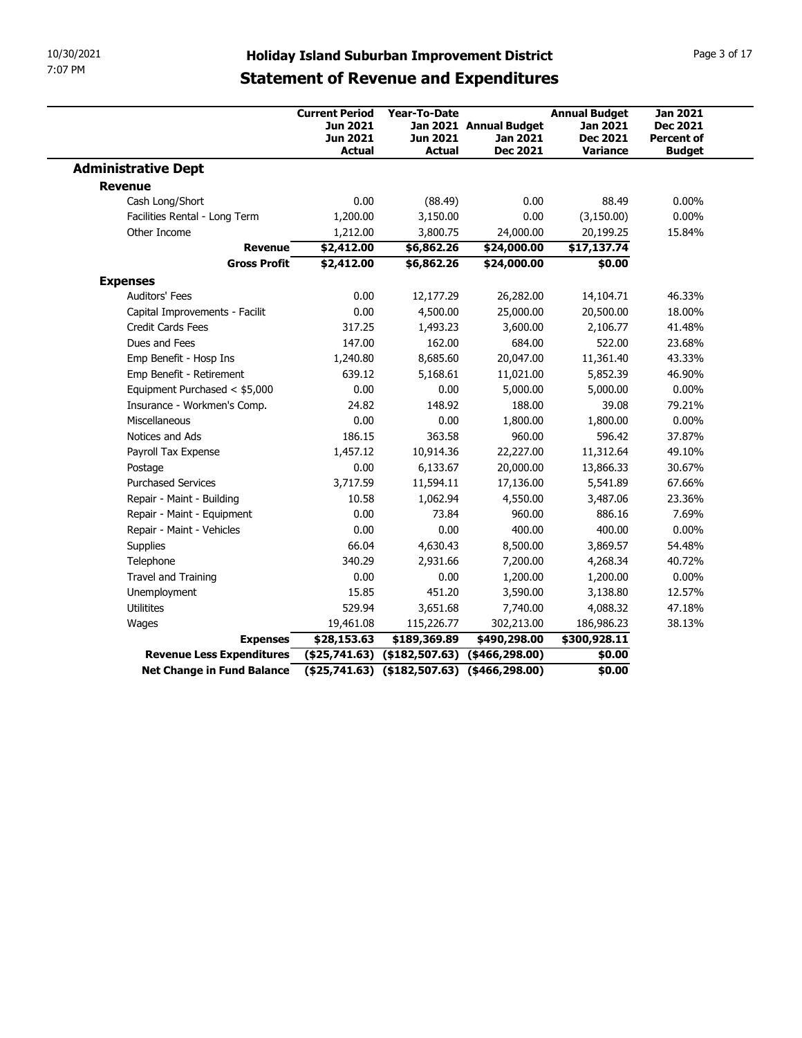# Holiday Island Suburban Improvement District

## Statement of Revenue and Expenditures

10/30/2021
7:07 PM

| | Current Period Jun 2021 Jun 2021 Actual | Year-To-Date Jan 2021 Jun 2021 Actual | Annual Budget Jan 2021 Dec 2021 | Annual Budget Jan 2021 Dec 2021 Variance | Jan 2021 Dec 2021 Percent of Budget |
|---|---|---|---|---|---|
| **Administrative Dept** | | | | | |
| **Revenue** | | | | | |
| Cash Long/Short | 0.00 | (88.49) | 0.00 | 88.49 | 0.00% |
| Facilities Rental - Long Term | 1,200.00 | 3,150.00 | 0.00 | (3,150.00) | 0.00% |
| Other Income | 1,212.00 | 3,800.75 | 24,000.00 | 20,199.25 | 15.84% |
| **Revenue** | **$2,412.00** | **$6,862.26** | **$24,000.00** | **$17,137.74** | |
| **Gross Profit** | **$2,412.00** | **$6,862.26** | **$24,000.00** | **$0.00** | |
| **Expenses** | | | | | |
| Auditors' Fees | 0.00 | 12,177.29 | 26,282.00 | 14,104.71 | 46.33% |
| Capital Improvements - Facilit | 0.00 | 4,500.00 | 25,000.00 | 20,500.00 | 18.00% |
| Credit Cards Fees | 317.25 | 1,493.23 | 3,600.00 | 2,106.77 | 41.48% |
| Dues and Fees | 147.00 | 162.00 | 684.00 | 522.00 | 23.68% |
| Emp Benefit - Hosp Ins | 1,240.80 | 8,685.60 | 20,047.00 | 11,361.40 | 43.33% |
| Emp Benefit - Retirement | 639.12 | 5,168.61 | 11,021.00 | 5,852.39 | 46.90% |
| Equipment Purchased < $5,000 | 0.00 | 0.00 | 5,000.00 | 5,000.00 | 0.00% |
| Insurance - Workmen's Comp. | 24.82 | 148.92 | 188.00 | 39.08 | 79.21% |
| Miscellaneous | 0.00 | 0.00 | 1,800.00 | 1,800.00 | 0.00% |
| Notices and Ads | 186.15 | 363.58 | 960.00 | 596.42 | 37.87% |
| Payroll Tax Expense | 1,457.12 | 10,914.36 | 22,227.00 | 11,312.64 | 49.10% |
| Postage | 0.00 | 6,133.67 | 20,000.00 | 13,866.33 | 30.67% |
| Purchased Services | 3,717.59 | 11,594.11 | 17,136.00 | 5,541.89 | 67.66% |
| Repair - Maint - Building | 10.58 | 1,062.94 | 4,550.00 | 3,487.06 | 23.36% |
| Repair - Maint - Equipment | 0.00 | 73.84 | 960.00 | 886.16 | 7.69% |
| Repair - Maint - Vehicles | 0.00 | 0.00 | 400.00 | 400.00 | 0.00% |
| Supplies | 66.04 | 4,630.43 | 8,500.00 | 3,869.57 | 54.48% |
| Telephone | 340.29 | 2,931.66 | 7,200.00 | 4,268.34 | 40.72% |
| Travel and Training | 0.00 | 0.00 | 1,200.00 | 1,200.00 | 0.00% |
| Unemployment | 15.85 | 451.20 | 3,590.00 | 3,138.80 | 12.57% |
| Utilitites | 529.94 | 3,651.68 | 7,740.00 | 4,088.32 | 47.18% |
| Wages | 19,461.08 | 115,226.77 | 302,213.00 | 186,986.23 | 38.13% |
| **Expenses** | **$28,153.63** | **$189,369.89** | **$490,298.00** | **$300,928.11** | |
| **Revenue Less Expenditures** | **($25,741.63)** | **($182,507.63)** | **($466,298.00)** | **$0.00** | |
| **Net Change in Fund Balance** | **($25,741.63)** | **($182,507.63)** | **($466,298.00)** | **$0.00** | |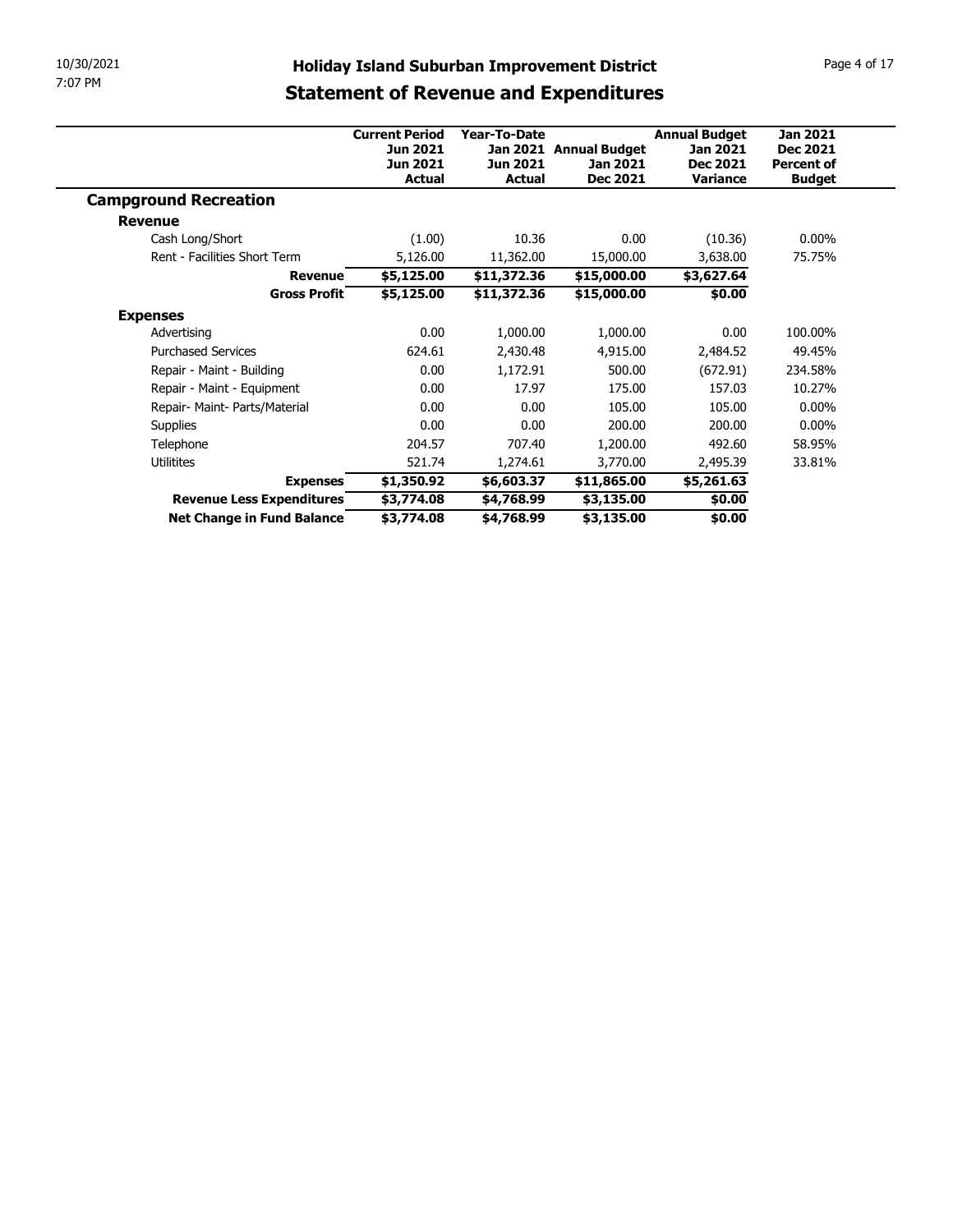# Holiday Island Suburban Improvement District

## Statement of Revenue and Expenditures

| | Current Period Jun 2021 Jun 2021 Actual | Year-To-Date Jan 2021 Jun 2021 Actual | Annual Budget Jan 2021 Dec 2021 | Annual Budget Jan 2021 Dec 2021 Variance | Jan 2021 Dec 2021 Percent of Budget |
|---|---|---|---|---|---|
| **Campground Recreation** | | | | | |
| **Revenue** | | | | | |
| Cash Long/Short | (1.00) | 10.36 | 0.00 | (10.36) | 0.00% |
| Rent - Facilities Short Term | 5,126.00 | 11,362.00 | 15,000.00 | 3,638.00 | 75.75% |
| **Revenue** | **$5,125.00** | **$11,372.36** | **$15,000.00** | **$3,627.64** | |
| **Gross Profit** | **$5,125.00** | **$11,372.36** | **$15,000.00** | **$0.00** | |
| **Expenses** | | | | | |
| Advertising | 0.00 | 1,000.00 | 1,000.00 | 0.00 | 100.00% |
| Purchased Services | 624.61 | 2,430.48 | 4,915.00 | 2,484.52 | 49.45% |
| Repair - Maint - Building | 0.00 | 1,172.91 | 500.00 | (672.91) | 234.58% |
| Repair - Maint - Equipment | 0.00 | 17.97 | 175.00 | 157.03 | 10.27% |
| Repair- Maint- Parts/Material | 0.00 | 0.00 | 105.00 | 105.00 | 0.00% |
| Supplies | 0.00 | 0.00 | 200.00 | 200.00 | 0.00% |
| Telephone | 204.57 | 707.40 | 1,200.00 | 492.60 | 58.95% |
| Utilitites | 521.74 | 1,274.61 | 3,770.00 | 2,495.39 | 33.81% |
| **Expenses** | **$1,350.92** | **$6,603.37** | **$11,865.00** | **$5,261.63** | |
| **Revenue Less Expenditures** | **$3,774.08** | **$4,768.99** | **$3,135.00** | **$0.00** | |
| **Net Change in Fund Balance** | **$3,774.08** | **$4,768.99** | **$3,135.00** | **$0.00** | |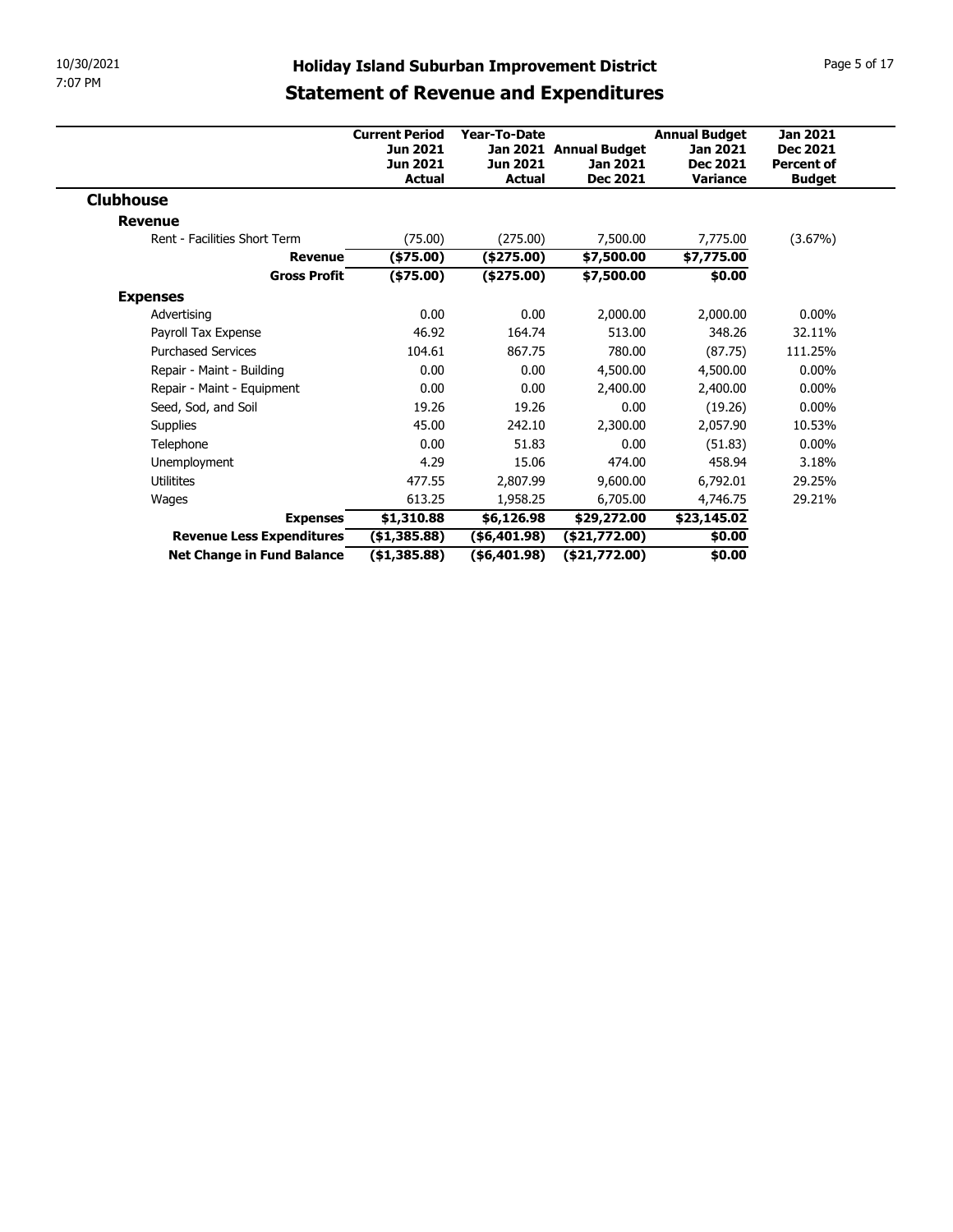# Holiday Island Suburban Improvement District

## Statement of Revenue and Expenditures

| | Current Period Jun 2021 Jun 2021 Actual | Year-To-Date Jan 2021 Jun 2021 Actual | Annual Budget Jan 2021 Dec 2021 | Annual Budget Jan 2021 Dec 2021 Variance | Jan 2021 Dec 2021 Percent of Budget |
|---|---|---|---|---|---|
| **Clubhouse** | | | | | |
| **Revenue** | | | | | |
| Rent - Facilities Short Term | (75.00) | (275.00) | 7,500.00 | 7,775.00 | (3.67%) |
| **Revenue** | **($75.00)** | **($275.00)** | **$7,500.00** | **$7,775.00** | |
| **Gross Profit** | **($75.00)** | **($275.00)** | **$7,500.00** | **$0.00** | |
| **Expenses** | | | | | |
| Advertising | 0.00 | 0.00 | 2,000.00 | 2,000.00 | 0.00% |
| Payroll Tax Expense | 46.92 | 164.74 | 513.00 | 348.26 | 32.11% |
| Purchased Services | 104.61 | 867.75 | 780.00 | (87.75) | 111.25% |
| Repair - Maint - Building | 0.00 | 0.00 | 4,500.00 | 4,500.00 | 0.00% |
| Repair - Maint - Equipment | 0.00 | 0.00 | 2,400.00 | 2,400.00 | 0.00% |
| Seed, Sod, and Soil | 19.26 | 19.26 | 0.00 | (19.26) | 0.00% |
| Supplies | 45.00 | 242.10 | 2,300.00 | 2,057.90 | 10.53% |
| Telephone | 0.00 | 51.83 | 0.00 | (51.83) | 0.00% |
| Unemployment | 4.29 | 15.06 | 474.00 | 458.94 | 3.18% |
| Utilitites | 477.55 | 2,807.99 | 9,600.00 | 6,792.01 | 29.25% |
| Wages | 613.25 | 1,958.25 | 6,705.00 | 4,746.75 | 29.21% |
| **Expenses** | **$1,310.88** | **$6,126.98** | **$29,272.00** | **$23,145.02** | |
| **Revenue Less Expenditures** | **($1,385.88)** | **($6,401.98)** | **($21,772.00)** | **$0.00** | |
| **Net Change in Fund Balance** | **($1,385.88)** | **($6,401.98)** | **($21,772.00)** | **$0.00** | |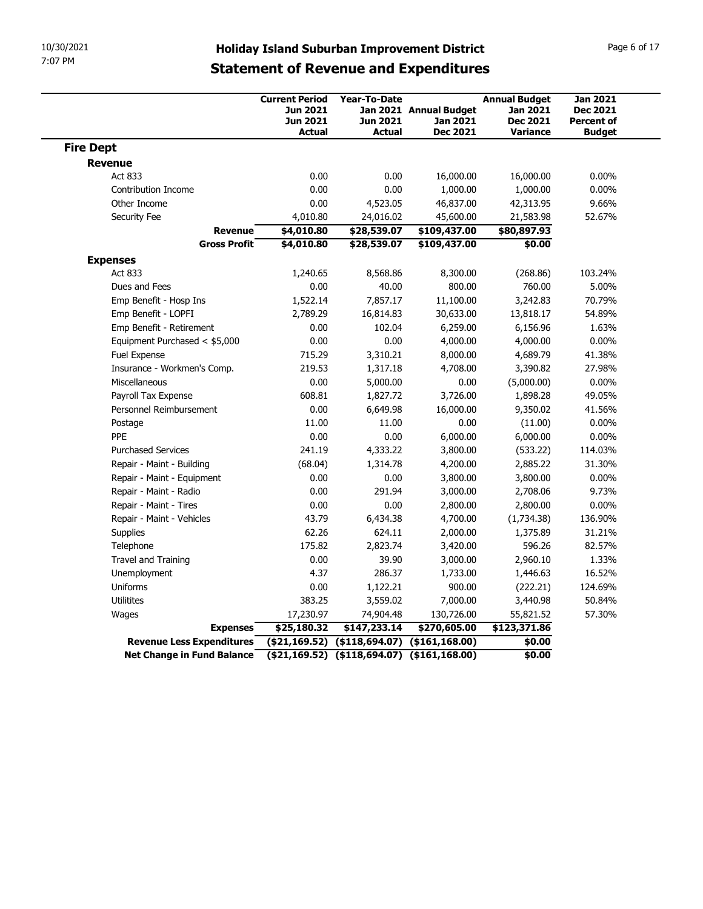# Holiday Island Suburban Improvement District

## Statement of Revenue and Expenditures

| | Current Period Jun 2021 Jun 2021 Actual | Year-To-Date Jan 2021 Jun 2021 Actual | Annual Budget Jan 2021 Dec 2021 | Annual Budget Jan 2021 Dec 2021 Variance | Jan 2021 Dec 2021 Percent of Budget |
|---|---|---|---|---|---|
| **Fire Dept** | | | | | |
| **Revenue** | | | | | |
| Act 833 | 0.00 | 0.00 | 16,000.00 | 16,000.00 | 0.00% |
| Contribution Income | 0.00 | 0.00 | 1,000.00 | 1,000.00 | 0.00% |
| Other Income | 0.00 | 4,523.05 | 46,837.00 | 42,313.95 | 9.66% |
| Security Fee | 4,010.80 | 24,016.02 | 45,600.00 | 21,583.98 | 52.67% |
| **Revenue** | **$4,010.80** | **$28,539.07** | **$109,437.00** | **$80,897.93** | |
| **Gross Profit** | **$4,010.80** | **$28,539.07** | **$109,437.00** | **$0.00** | |
| **Expenses** | | | | | |
| Act 833 | 1,240.65 | 8,568.86 | 8,300.00 | (268.86) | 103.24% |
| Dues and Fees | 0.00 | 40.00 | 800.00 | 760.00 | 5.00% |
| Emp Benefit - Hosp Ins | 1,522.14 | 7,857.17 | 11,100.00 | 3,242.83 | 70.79% |
| Emp Benefit - LOPFI | 2,789.29 | 16,814.83 | 30,633.00 | 13,818.17 | 54.89% |
| Emp Benefit - Retirement | 0.00 | 102.04 | 6,259.00 | 6,156.96 | 1.63% |
| Equipment Purchased < $5,000 | 0.00 | 0.00 | 4,000.00 | 4,000.00 | 0.00% |
| Fuel Expense | 715.29 | 3,310.21 | 8,000.00 | 4,689.79 | 41.38% |
| Insurance - Workmen's Comp. | 219.53 | 1,317.18 | 4,708.00 | 3,390.82 | 27.98% |
| Miscellaneous | 0.00 | 5,000.00 | 0.00 | (5,000.00) | 0.00% |
| Payroll Tax Expense | 608.81 | 1,827.72 | 3,726.00 | 1,898.28 | 49.05% |
| Personnel Reimbursement | 0.00 | 6,649.98 | 16,000.00 | 9,350.02 | 41.56% |
| Postage | 11.00 | 11.00 | 0.00 | (11.00) | 0.00% |
| PPE | 0.00 | 0.00 | 6,000.00 | 6,000.00 | 0.00% |
| Purchased Services | 241.19 | 4,333.22 | 3,800.00 | (533.22) | 114.03% |
| Repair - Maint - Building | (68.04) | 1,314.78 | 4,200.00 | 2,885.22 | 31.30% |
| Repair - Maint - Equipment | 0.00 | 0.00 | 3,800.00 | 3,800.00 | 0.00% |
| Repair - Maint - Radio | 0.00 | 291.94 | 3,000.00 | 2,708.06 | 9.73% |
| Repair - Maint - Tires | 0.00 | 0.00 | 2,800.00 | 2,800.00 | 0.00% |
| Repair - Maint - Vehicles | 43.79 | 6,434.38 | 4,700.00 | (1,734.38) | 136.90% |
| Supplies | 62.26 | 624.11 | 2,000.00 | 1,375.89 | 31.21% |
| Telephone | 175.82 | 2,823.74 | 3,420.00 | 596.26 | 82.57% |
| Travel and Training | 0.00 | 39.90 | 3,000.00 | 2,960.10 | 1.33% |
| Unemployment | 4.37 | 286.37 | 1,733.00 | 1,446.63 | 16.52% |
| Uniforms | 0.00 | 1,122.21 | 900.00 | (222.21) | 124.69% |
| Utilitites | 383.25 | 3,559.02 | 7,000.00 | 3,440.98 | 50.84% |
| Wages | 17,230.97 | 74,904.48 | 130,726.00 | 55,821.52 | 57.30% |
| **Expenses** | **$25,180.32** | **$147,233.14** | **$270,605.00** | **$123,371.86** | |
| **Revenue Less Expenditures** | **($21,169.52)** | **($118,694.07)** | **($161,168.00)** | **$0.00** | |
| **Net Change in Fund Balance** | **($21,169.52)** | **($118,694.07)** | **($161,168.00)** | **$0.00** | |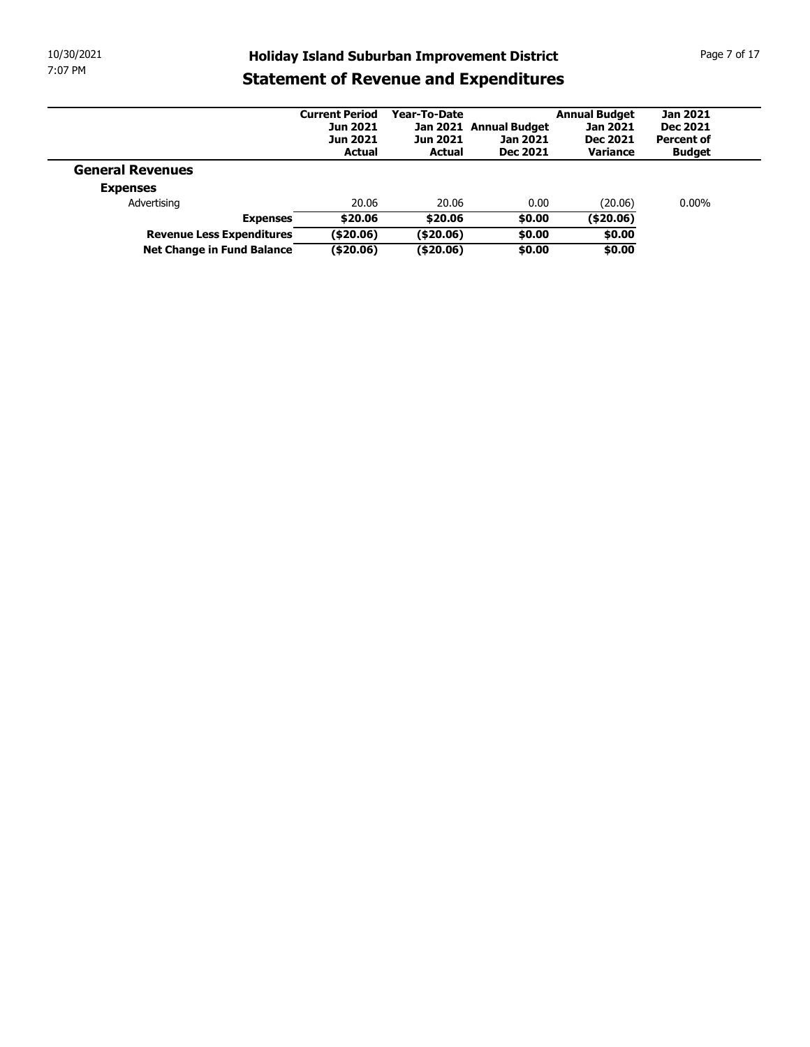# Holiday Island Suburban Improvement District

## Statement of Revenue and Expenditures

| | Current Period Jun 2021 Jun 2021 Actual | Year-To-Date Jan 2021 Jun 2021 Actual | Annual Budget Jan 2021 Dec 2021 | Annual Budget Jan 2021 Dec 2021 Variance | Jan 2021 Dec 2021 Percent of Budget |
|---|---|---|---|---|---|
| **General Revenues** | | | | | |
| **Expenses** | | | | | |
| Advertising | 20.06 | 20.06 | 0.00 | (20.06) | 0.00% |
| **Expenses** | **$20.06** | **$20.06** | **$0.00** | **($20.06)** | |
| **Revenue Less Expenditures** | **($20.06)** | **($20.06)** | **$0.00** | **$0.00** | |
| **Net Change in Fund Balance** | **($20.06)** | **($20.06)** | **$0.00** | **$0.00** | |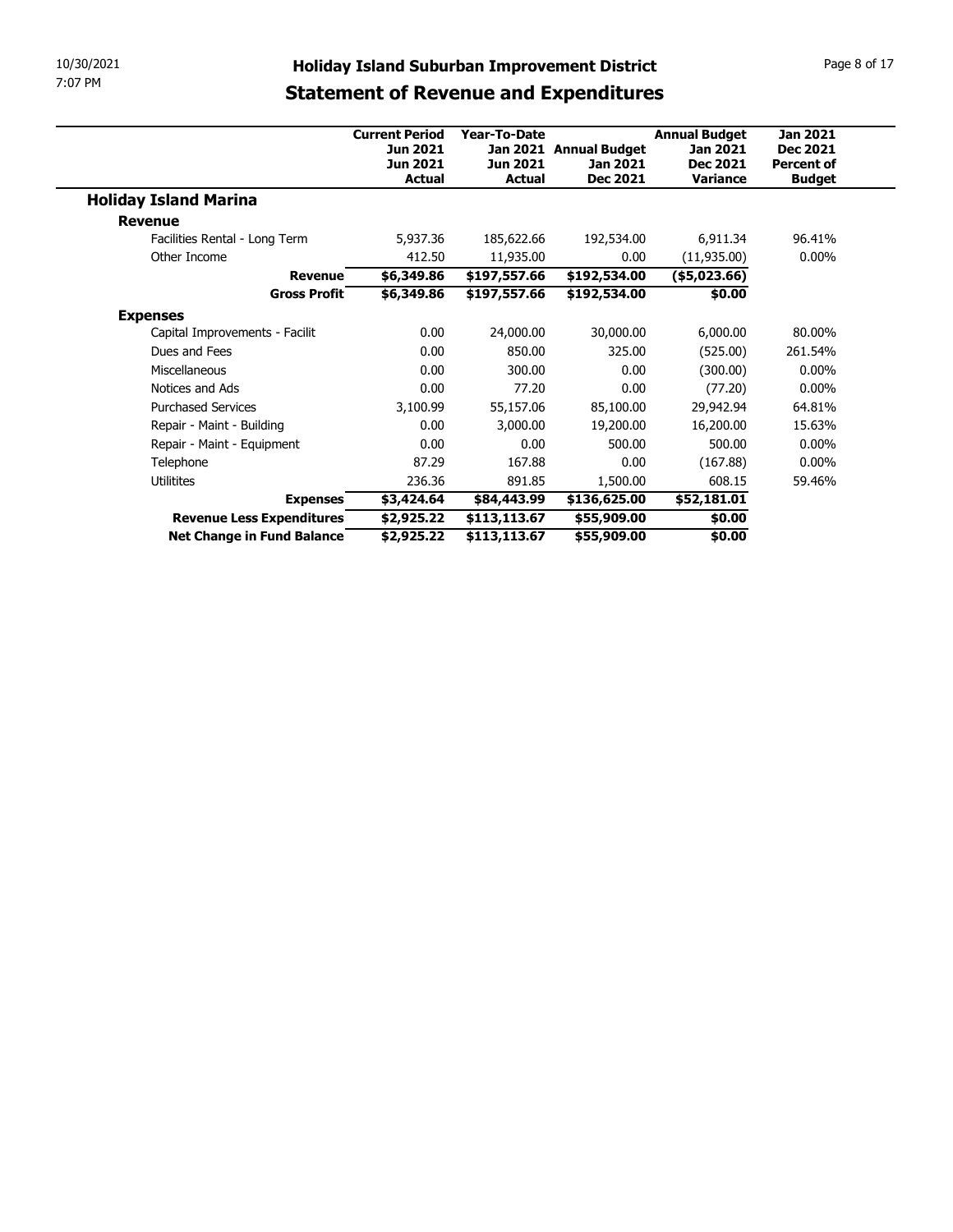## Holiday Island Suburban Improvement District

## Statement of Revenue and Expenditures

| | Current Period Jun 2021 Jun 2021 Actual | Year-To-Date Jan 2021 Jun 2021 Actual | Annual Budget Jan 2021 Dec 2021 | Annual Budget Jan 2021 Dec 2021 Variance | Jan 2021 Dec 2021 Percent of Budget |
|---|---|---|---|---|---|
| **Holiday Island Marina** | | | | | |
| **Revenue** | | | | | |
| Facilities Rental - Long Term | 5,937.36 | 185,622.66 | 192,534.00 | 6,911.34 | 96.41% |
| Other Income | 412.50 | 11,935.00 | 0.00 | (11,935.00) | 0.00% |
| **Revenue** | **$6,349.86** | **$197,557.66** | **$192,534.00** | **($5,023.66)** | |
| **Gross Profit** | **$6,349.86** | **$197,557.66** | **$192,534.00** | **$0.00** | |
| **Expenses** | | | | | |
| Capital Improvements - Facilit | 0.00 | 24,000.00 | 30,000.00 | 6,000.00 | 80.00% |
| Dues and Fees | 0.00 | 850.00 | 325.00 | (525.00) | 261.54% |
| Miscellaneous | 0.00 | 300.00 | 0.00 | (300.00) | 0.00% |
| Notices and Ads | 0.00 | 77.20 | 0.00 | (77.20) | 0.00% |
| Purchased Services | 3,100.99 | 55,157.06 | 85,100.00 | 29,942.94 | 64.81% |
| Repair - Maint - Building | 0.00 | 3,000.00 | 19,200.00 | 16,200.00 | 15.63% |
| Repair - Maint - Equipment | 0.00 | 0.00 | 500.00 | 500.00 | 0.00% |
| Telephone | 87.29 | 167.88 | 0.00 | (167.88) | 0.00% |
| Utilitites | 236.36 | 891.85 | 1,500.00 | 608.15 | 59.46% |
| **Expenses** | **$3,424.64** | **$84,443.99** | **$136,625.00** | **$52,181.01** | |
| **Revenue Less Expenditures** | **$2,925.22** | **$113,113.67** | **$55,909.00** | **$0.00** | |
| **Net Change in Fund Balance** | **$2,925.22** | **$113,113.67** | **$55,909.00** | **$0.00** | |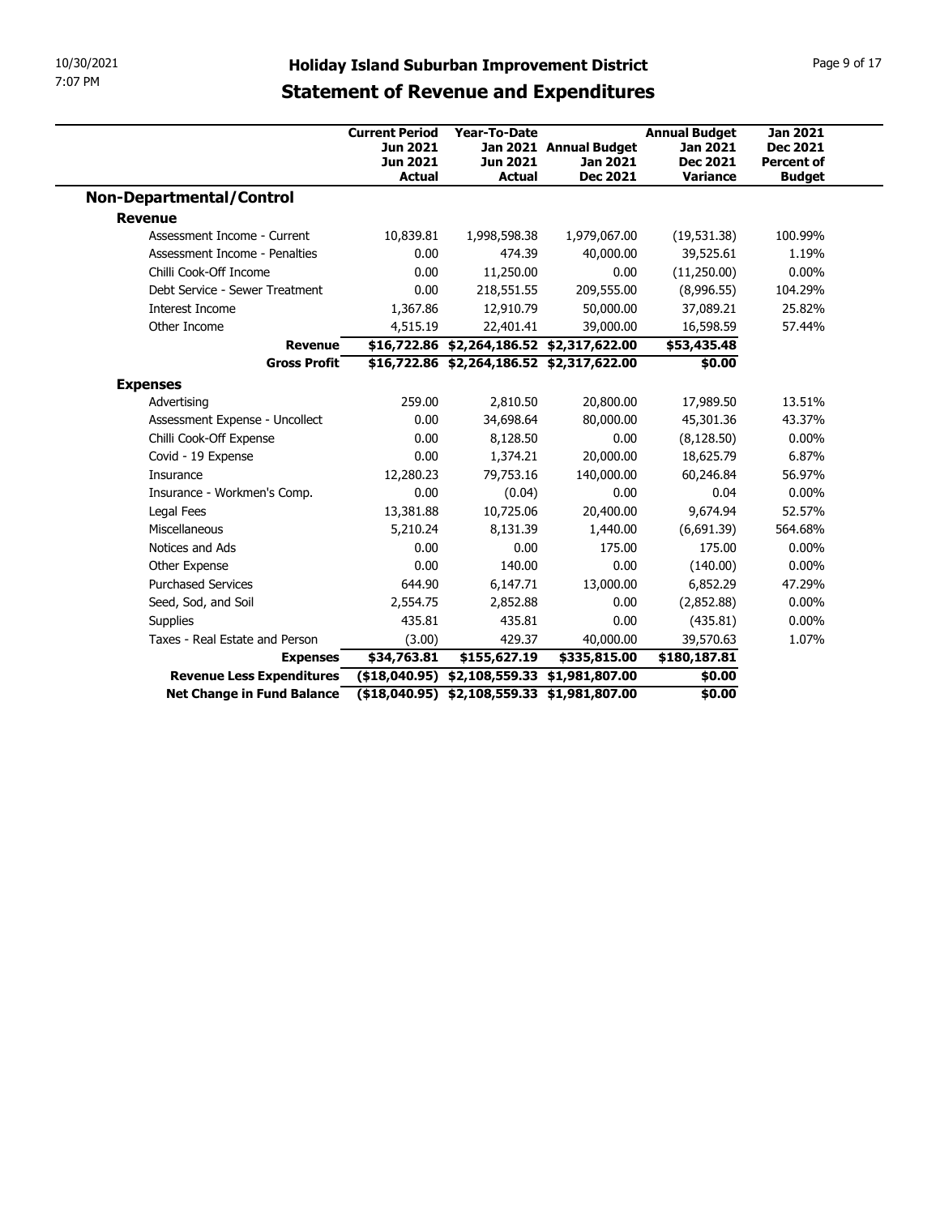# Holiday Island Suburban Improvement District

## Statement of Revenue and Expenditures

| | Current Period Jun 2021 Jun 2021 Actual | Year-To-Date Jan 2021 Jun 2021 Actual | Annual Budget Jan 2021 Dec 2021 | Annual Budget Jan 2021 Dec 2021 Variance | Jan 2021 Dec 2021 Percent of Budget |
|---|---|---|---|---|---|
| **Non-Departmental/Control** | | | | | |
| **Revenue** | | | | | |
| Assessment Income - Current | 10,839.81 | 1,998,598.38 | 1,979,067.00 | (19,531.38) | 100.99% |
| Assessment Income - Penalties | 0.00 | 474.39 | 40,000.00 | 39,525.61 | 1.19% |
| Chilli Cook-Off Income | 0.00 | 11,250.00 | 0.00 | (11,250.00) | 0.00% |
| Debt Service - Sewer Treatment | 0.00 | 218,551.55 | 209,555.00 | (8,996.55) | 104.29% |
| Interest Income | 1,367.86 | 12,910.79 | 50,000.00 | 37,089.21 | 25.82% |
| Other Income | 4,515.19 | 22,401.41 | 39,000.00 | 16,598.59 | 57.44% |
| **Revenue** | **$16,722.86** | **$2,264,186.52** | **$2,317,622.00** | **$53,435.48** | |
| **Gross Profit** | **$16,722.86** | **$2,264,186.52** | **$2,317,622.00** | **$0.00** | |
| **Expenses** | | | | | |
| Advertising | 259.00 | 2,810.50 | 20,800.00 | 17,989.50 | 13.51% |
| Assessment Expense - Uncollect | 0.00 | 34,698.64 | 80,000.00 | 45,301.36 | 43.37% |
| Chilli Cook-Off Expense | 0.00 | 8,128.50 | 0.00 | (8,128.50) | 0.00% |
| Covid - 19 Expense | 0.00 | 1,374.21 | 20,000.00 | 18,625.79 | 6.87% |
| Insurance | 12,280.23 | 79,753.16 | 140,000.00 | 60,246.84 | 56.97% |
| Insurance - Workmen's Comp. | 0.00 | (0.04) | 0.00 | 0.04 | 0.00% |
| Legal Fees | 13,381.88 | 10,725.06 | 20,400.00 | 9,674.94 | 52.57% |
| Miscellaneous | 5,210.24 | 8,131.39 | 1,440.00 | (6,691.39) | 564.68% |
| Notices and Ads | 0.00 | 0.00 | 175.00 | 175.00 | 0.00% |
| Other Expense | 0.00 | 140.00 | 0.00 | (140.00) | 0.00% |
| Purchased Services | 644.90 | 6,147.71 | 13,000.00 | 6,852.29 | 47.29% |
| Seed, Sod, and Soil | 2,554.75 | 2,852.88 | 0.00 | (2,852.88) | 0.00% |
| Supplies | 435.81 | 435.81 | 0.00 | (435.81) | 0.00% |
| Taxes - Real Estate and Person | (3.00) | 429.37 | 40,000.00 | 39,570.63 | 1.07% |
| **Expenses** | **$34,763.81** | **$155,627.19** | **$335,815.00** | **$180,187.81** | |
| **Revenue Less Expenditures** | **($18,040.95)** | **$2,108,559.33** | **$1,981,807.00** | **$0.00** | |
| **Net Change in Fund Balance** | **($18,040.95)** | **$2,108,559.33** | **$1,981,807.00** | **$0.00** | |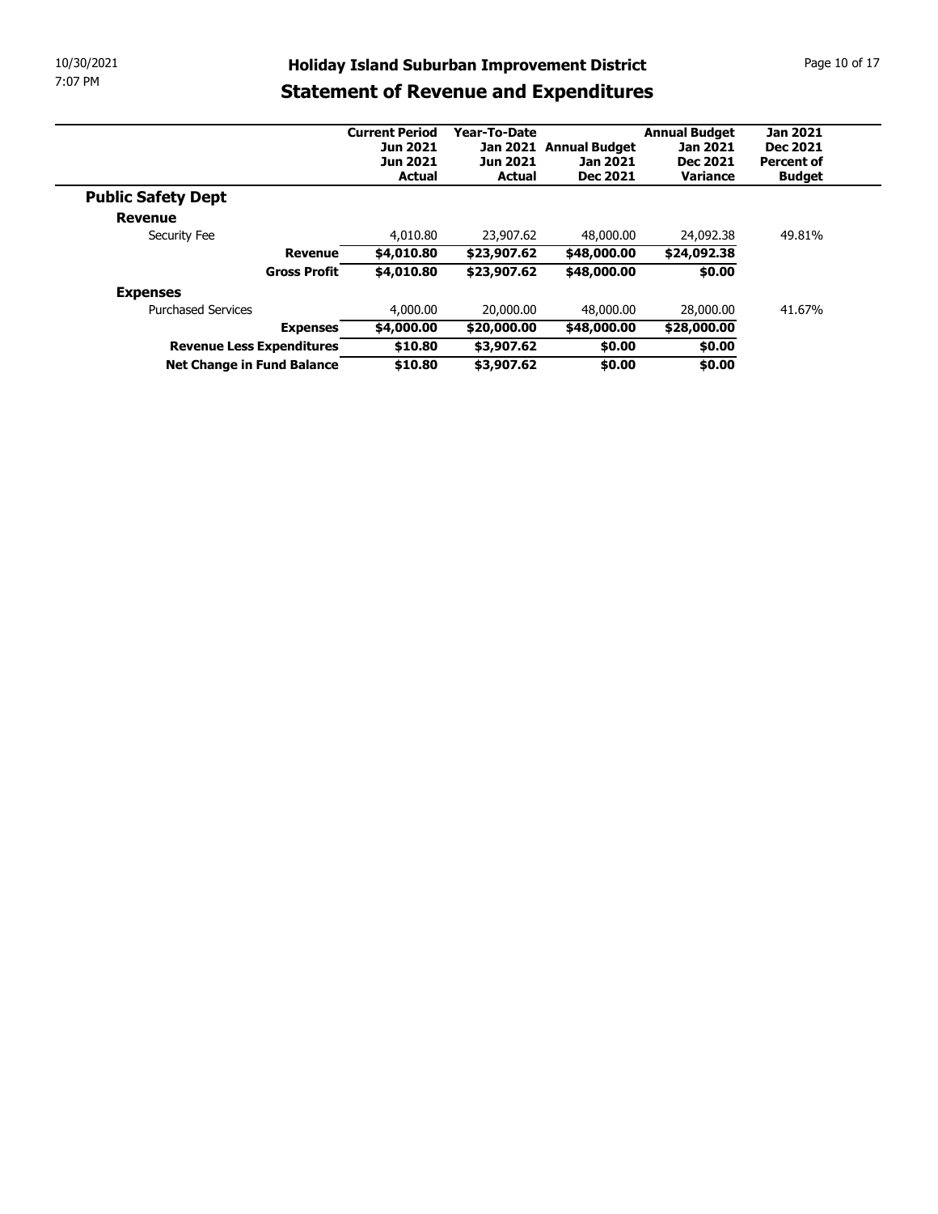# Holiday Island Suburban Improvement District

## Statement of Revenue and Expenditures

| | Current Period Jun 2021 Jun 2021 Actual | Year-To-Date Jan 2021 Jun 2021 Actual | Annual Budget Jan 2021 Dec 2021 | Annual Budget Jan 2021 Dec 2021 Variance | Jan 2021 Dec 2021 Percent of Budget |
|---|---|---|---|---|---|
| **Public Safety Dept** | | | | | |
| **Revenue** | | | | | |
| Security Fee | 4,010.80 | 23,907.62 | 48,000.00 | 24,092.38 | 49.81% |
| **Revenue** | **$4,010.80** | **$23,907.62** | **$48,000.00** | **$24,092.38** | |
| **Gross Profit** | **$4,010.80** | **$23,907.62** | **$48,000.00** | **$0.00** | |
| **Expenses** | | | | | |
| Purchased Services | 4,000.00 | 20,000.00 | 48,000.00 | 28,000.00 | 41.67% |
| **Expenses** | **$4,000.00** | **$20,000.00** | **$48,000.00** | **$28,000.00** | |
| **Revenue Less Expenditures** | **$10.80** | **$3,907.62** | **$0.00** | **$0.00** | |
| **Net Change in Fund Balance** | **$10.80** | **$3,907.62** | **$0.00** | **$0.00** | |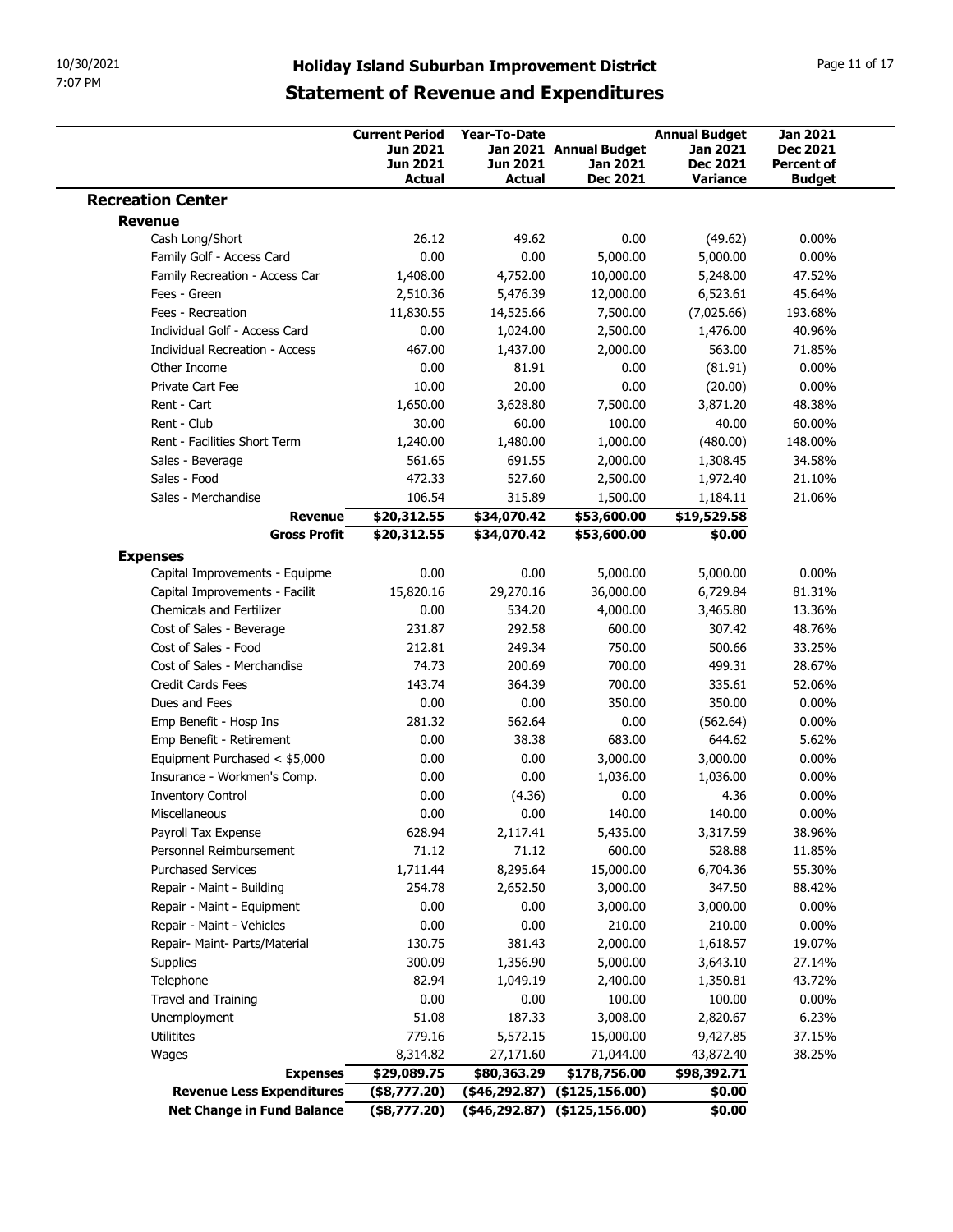# Holiday Island Suburban Improvement District

## Statement of Revenue and Expenditures

| | Current Period Jun 2021 Jun 2021 Actual | Year-To-Date Jan 2021 Jun 2021 Actual | Annual Budget Jan 2021 Dec 2021 | Annual Budget Jan 2021 Dec 2021 Variance | Jan 2021 Dec 2021 Percent of Budget |
|---|---|---|---|---|---|
| **Recreation Center** | | | | | |
| **Revenue** | | | | | |
| Cash Long/Short | 26.12 | 49.62 | 0.00 | (49.62) | 0.00% |
| Family Golf - Access Card | 0.00 | 0.00 | 5,000.00 | 5,000.00 | 0.00% |
| Family Recreation - Access Car | 1,408.00 | 4,752.00 | 10,000.00 | 5,248.00 | 47.52% |
| Fees - Green | 2,510.36 | 5,476.39 | 12,000.00 | 6,523.61 | 45.64% |
| Fees - Recreation | 11,830.55 | 14,525.66 | 7,500.00 | (7,025.66) | 193.68% |
| Individual Golf - Access Card | 0.00 | 1,024.00 | 2,500.00 | 1,476.00 | 40.96% |
| Individual Recreation - Access | 467.00 | 1,437.00 | 2,000.00 | 563.00 | 71.85% |
| Other Income | 0.00 | 81.91 | 0.00 | (81.91) | 0.00% |
| Private Cart Fee | 10.00 | 20.00 | 0.00 | (20.00) | 0.00% |
| Rent - Cart | 1,650.00 | 3,628.80 | 7,500.00 | 3,871.20 | 48.38% |
| Rent - Club | 30.00 | 60.00 | 100.00 | 40.00 | 60.00% |
| Rent - Facilities Short Term | 1,240.00 | 1,480.00 | 1,000.00 | (480.00) | 148.00% |
| Sales - Beverage | 561.65 | 691.55 | 2,000.00 | 1,308.45 | 34.58% |
| Sales - Food | 472.33 | 527.60 | 2,500.00 | 1,972.40 | 21.10% |
| Sales - Merchandise | 106.54 | 315.89 | 1,500.00 | 1,184.11 | 21.06% |
| **Revenue** | **$20,312.55** | **$34,070.42** | **$53,600.00** | **$19,529.58** | |
| **Gross Profit** | **$20,312.55** | **$34,070.42** | **$53,600.00** | **$0.00** | |
| **Expenses** | | | | | |
| Capital Improvements - Equipme | 0.00 | 0.00 | 5,000.00 | 5,000.00 | 0.00% |
| Capital Improvements - Facilit | 15,820.16 | 29,270.16 | 36,000.00 | 6,729.84 | 81.31% |
| Chemicals and Fertilizer | 0.00 | 534.20 | 4,000.00 | 3,465.80 | 13.36% |
| Cost of Sales - Beverage | 231.87 | 292.58 | 600.00 | 307.42 | 48.76% |
| Cost of Sales - Food | 212.81 | 249.34 | 750.00 | 500.66 | 33.25% |
| Cost of Sales - Merchandise | 74.73 | 200.69 | 700.00 | 499.31 | 28.67% |
| Credit Cards Fees | 143.74 | 364.39 | 700.00 | 335.61 | 52.06% |
| Dues and Fees | 0.00 | 0.00 | 350.00 | 350.00 | 0.00% |
| Emp Benefit - Hosp Ins | 281.32 | 562.64 | 0.00 | (562.64) | 0.00% |
| Emp Benefit - Retirement | 0.00 | 38.38 | 683.00 | 644.62 | 5.62% |
| Equipment Purchased < $5,000 | 0.00 | 0.00 | 3,000.00 | 3,000.00 | 0.00% |
| Insurance - Workmen's Comp. | 0.00 | 0.00 | 1,036.00 | 1,036.00 | 0.00% |
| Inventory Control | 0.00 | (4.36) | 0.00 | 4.36 | 0.00% |
| Miscellaneous | 0.00 | 0.00 | 140.00 | 140.00 | 0.00% |
| Payroll Tax Expense | 628.94 | 2,117.41 | 5,435.00 | 3,317.59 | 38.96% |
| Personnel Reimbursement | 71.12 | 71.12 | 600.00 | 528.88 | 11.85% |
| Purchased Services | 1,711.44 | 8,295.64 | 15,000.00 | 6,704.36 | 55.30% |
| Repair - Maint - Building | 254.78 | 2,652.50 | 3,000.00 | 347.50 | 88.42% |
| Repair - Maint - Equipment | 0.00 | 0.00 | 3,000.00 | 3,000.00 | 0.00% |
| Repair - Maint - Vehicles | 0.00 | 0.00 | 210.00 | 210.00 | 0.00% |
| Repair- Maint- Parts/Material | 130.75 | 381.43 | 2,000.00 | 1,618.57 | 19.07% |
| Supplies | 300.09 | 1,356.90 | 5,000.00 | 3,643.10 | 27.14% |
| Telephone | 82.94 | 1,049.19 | 2,400.00 | 1,350.81 | 43.72% |
| Travel and Training | 0.00 | 0.00 | 100.00 | 100.00 | 0.00% |
| Unemployment | 51.08 | 187.33 | 3,008.00 | 2,820.67 | 6.23% |
| Utilitites | 779.16 | 5,572.15 | 15,000.00 | 9,427.85 | 37.15% |
| Wages | 8,314.82 | 27,171.60 | 71,044.00 | 43,872.40 | 38.25% |
| **Expenses** | **$29,089.75** | **$80,363.29** | **$178,756.00** | **$98,392.71** | |
| **Revenue Less Expenditures** | **($8,777.20)** | **($46,292.87)** | **($125,156.00)** | **$0.00** | |
| **Net Change in Fund Balance** | **($8,777.20)** | **($46,292.87)** | **($125,156.00)** | **$0.00** | |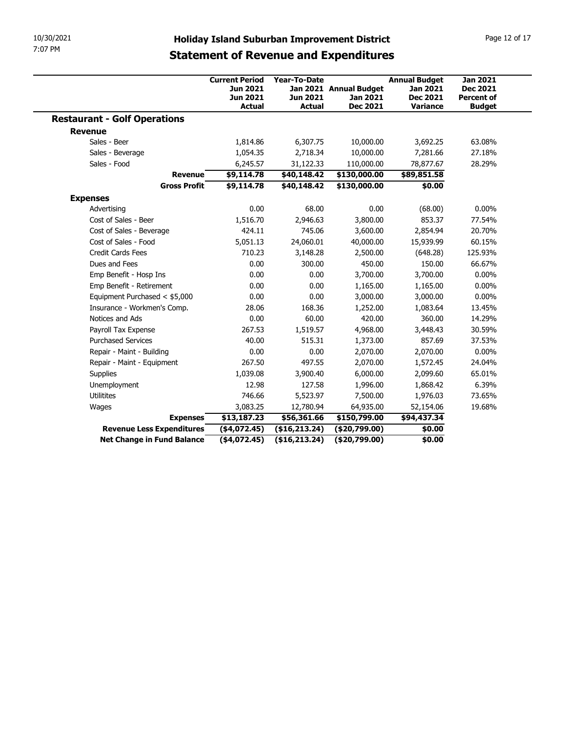# Holiday Island Suburban Improvement District

## Statement of Revenue and Expenditures

| | Current Period Jun 2021 Jun 2021 Actual | Year-To-Date Jan 2021 Jun 2021 Actual | Annual Budget Jan 2021 Dec 2021 | Annual Budget Jan 2021 Dec 2021 Variance | Jan 2021 Dec 2021 Percent of Budget |
|---|---|---|---|---|---|
| **Restaurant - Golf Operations** | | | | | |
| **Revenue** | | | | | |
| Sales - Beer | 1,814.86 | 6,307.75 | 10,000.00 | 3,692.25 | 63.08% |
| Sales - Beverage | 1,054.35 | 2,718.34 | 10,000.00 | 7,281.66 | 27.18% |
| Sales - Food | 6,245.57 | 31,122.33 | 110,000.00 | 78,877.67 | 28.29% |
| **Revenue** | **$9,114.78** | **$40,148.42** | **$130,000.00** | **$89,851.58** | |
| **Gross Profit** | **$9,114.78** | **$40,148.42** | **$130,000.00** | **$0.00** | |
| **Expenses** | | | | | |
| Advertising | 0.00 | 68.00 | 0.00 | (68.00) | 0.00% |
| Cost of Sales - Beer | 1,516.70 | 2,946.63 | 3,800.00 | 853.37 | 77.54% |
| Cost of Sales - Beverage | 424.11 | 745.06 | 3,600.00 | 2,854.94 | 20.70% |
| Cost of Sales - Food | 5,051.13 | 24,060.01 | 40,000.00 | 15,939.99 | 60.15% |
| Credit Cards Fees | 710.23 | 3,148.28 | 2,500.00 | (648.28) | 125.93% |
| Dues and Fees | 0.00 | 300.00 | 450.00 | 150.00 | 66.67% |
| Emp Benefit - Hosp Ins | 0.00 | 0.00 | 3,700.00 | 3,700.00 | 0.00% |
| Emp Benefit - Retirement | 0.00 | 0.00 | 1,165.00 | 1,165.00 | 0.00% |
| Equipment Purchased < $5,000 | 0.00 | 0.00 | 3,000.00 | 3,000.00 | 0.00% |
| Insurance - Workmen's Comp. | 28.06 | 168.36 | 1,252.00 | 1,083.64 | 13.45% |
| Notices and Ads | 0.00 | 60.00 | 420.00 | 360.00 | 14.29% |
| Payroll Tax Expense | 267.53 | 1,519.57 | 4,968.00 | 3,448.43 | 30.59% |
| Purchased Services | 40.00 | 515.31 | 1,373.00 | 857.69 | 37.53% |
| Repair - Maint - Building | 0.00 | 0.00 | 2,070.00 | 2,070.00 | 0.00% |
| Repair - Maint - Equipment | 267.50 | 497.55 | 2,070.00 | 1,572.45 | 24.04% |
| Supplies | 1,039.08 | 3,900.40 | 6,000.00 | 2,099.60 | 65.01% |
| Unemployment | 12.98 | 127.58 | 1,996.00 | 1,868.42 | 6.39% |
| Utilitites | 746.66 | 5,523.97 | 7,500.00 | 1,976.03 | 73.65% |
| Wages | 3,083.25 | 12,780.94 | 64,935.00 | 52,154.06 | 19.68% |
| **Expenses** | **$13,187.23** | **$56,361.66** | **$150,799.00** | **$94,437.34** | |
| **Revenue Less Expenditures** | **($4,072.45)** | **($16,213.24)** | **($20,799.00)** | **$0.00** | |
| **Net Change in Fund Balance** | **($4,072.45)** | **($16,213.24)** | **($20,799.00)** | **$0.00** | |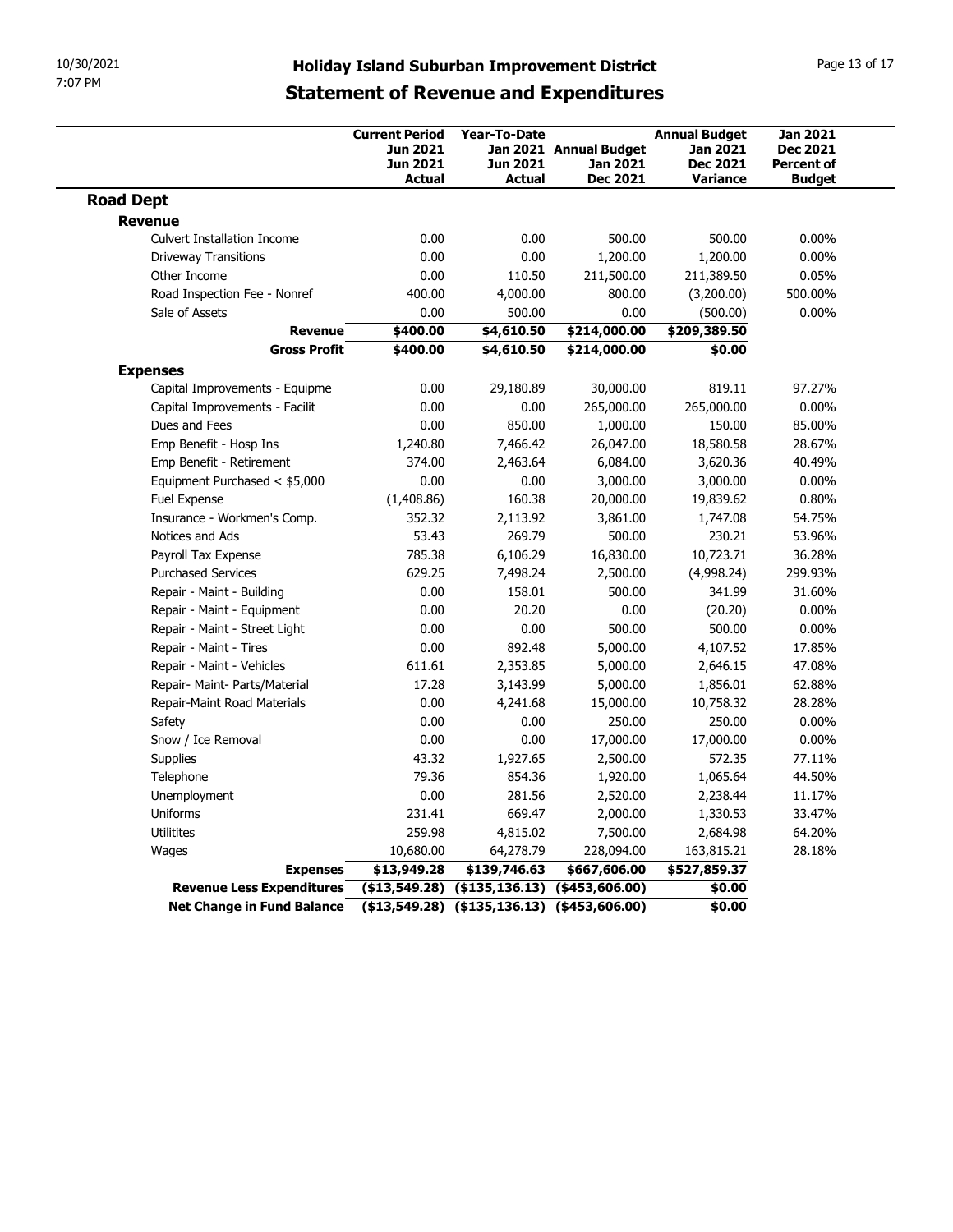# Holiday Island Suburban Improvement District

## Statement of Revenue and Expenditures

| | Current Period Jun 2021 Jun 2021 Actual | Year-To-Date Jan 2021 Jun 2021 Actual | Annual Budget Jan 2021 Dec 2021 | Annual Budget Jan 2021 Dec 2021 Variance | Jan 2021 Dec 2021 Percent of Budget |
|---|---|---|---|---|---|
| **Road Dept** | | | | | |
| **Revenue** | | | | | |
| Culvert Installation Income | 0.00 | 0.00 | 500.00 | 500.00 | 0.00% |
| Driveway Transitions | 0.00 | 0.00 | 1,200.00 | 1,200.00 | 0.00% |
| Other Income | 0.00 | 110.50 | 211,500.00 | 211,389.50 | 0.05% |
| Road Inspection Fee - Nonref | 400.00 | 4,000.00 | 800.00 | (3,200.00) | 500.00% |
| Sale of Assets | 0.00 | 500.00 | 0.00 | (500.00) | 0.00% |
| **Revenue** | **$400.00** | **$4,610.50** | **$214,000.00** | **$209,389.50** | |
| **Gross Profit** | **$400.00** | **$4,610.50** | **$214,000.00** | **$0.00** | |
| **Expenses** | | | | | |
| Capital Improvements - Equipme | 0.00 | 29,180.89 | 30,000.00 | 819.11 | 97.27% |
| Capital Improvements - Facilit | 0.00 | 0.00 | 265,000.00 | 265,000.00 | 0.00% |
| Dues and Fees | 0.00 | 850.00 | 1,000.00 | 150.00 | 85.00% |
| Emp Benefit - Hosp Ins | 1,240.80 | 7,466.42 | 26,047.00 | 18,580.58 | 28.67% |
| Emp Benefit - Retirement | 374.00 | 2,463.64 | 6,084.00 | 3,620.36 | 40.49% |
| Equipment Purchased < $5,000 | 0.00 | 0.00 | 3,000.00 | 3,000.00 | 0.00% |
| Fuel Expense | (1,408.86) | 160.38 | 20,000.00 | 19,839.62 | 0.80% |
| Insurance - Workmen's Comp. | 352.32 | 2,113.92 | 3,861.00 | 1,747.08 | 54.75% |
| Notices and Ads | 53.43 | 269.79 | 500.00 | 230.21 | 53.96% |
| Payroll Tax Expense | 785.38 | 6,106.29 | 16,830.00 | 10,723.71 | 36.28% |
| Purchased Services | 629.25 | 7,498.24 | 2,500.00 | (4,998.24) | 299.93% |
| Repair - Maint - Building | 0.00 | 158.01 | 500.00 | 341.99 | 31.60% |
| Repair - Maint - Equipment | 0.00 | 20.20 | 0.00 | (20.20) | 0.00% |
| Repair - Maint - Street Light | 0.00 | 0.00 | 500.00 | 500.00 | 0.00% |
| Repair - Maint - Tires | 0.00 | 892.48 | 5,000.00 | 4,107.52 | 17.85% |
| Repair - Maint - Vehicles | 611.61 | 2,353.85 | 5,000.00 | 2,646.15 | 47.08% |
| Repair- Maint- Parts/Material | 17.28 | 3,143.99 | 5,000.00 | 1,856.01 | 62.88% |
| Repair-Maint Road Materials | 0.00 | 4,241.68 | 15,000.00 | 10,758.32 | 28.28% |
| Safety | 0.00 | 0.00 | 250.00 | 250.00 | 0.00% |
| Snow / Ice Removal | 0.00 | 0.00 | 17,000.00 | 17,000.00 | 0.00% |
| Supplies | 43.32 | 1,927.65 | 2,500.00 | 572.35 | 77.11% |
| Telephone | 79.36 | 854.36 | 1,920.00 | 1,065.64 | 44.50% |
| Unemployment | 0.00 | 281.56 | 2,520.00 | 2,238.44 | 11.17% |
| Uniforms | 231.41 | 669.47 | 2,000.00 | 1,330.53 | 33.47% |
| Utilitites | 259.98 | 4,815.02 | 7,500.00 | 2,684.98 | 64.20% |
| Wages | 10,680.00 | 64,278.79 | 228,094.00 | 163,815.21 | 28.18% |
| **Expenses** | **$13,949.28** | **$139,746.63** | **$667,606.00** | **$527,859.37** | |
| **Revenue Less Expenditures** | **($13,549.28)** | **($135,136.13)** | **($453,606.00)** | **$0.00** | |
| **Net Change in Fund Balance** | **($13,549.28)** | **($135,136.13)** | **($453,606.00)** | **$0.00** | |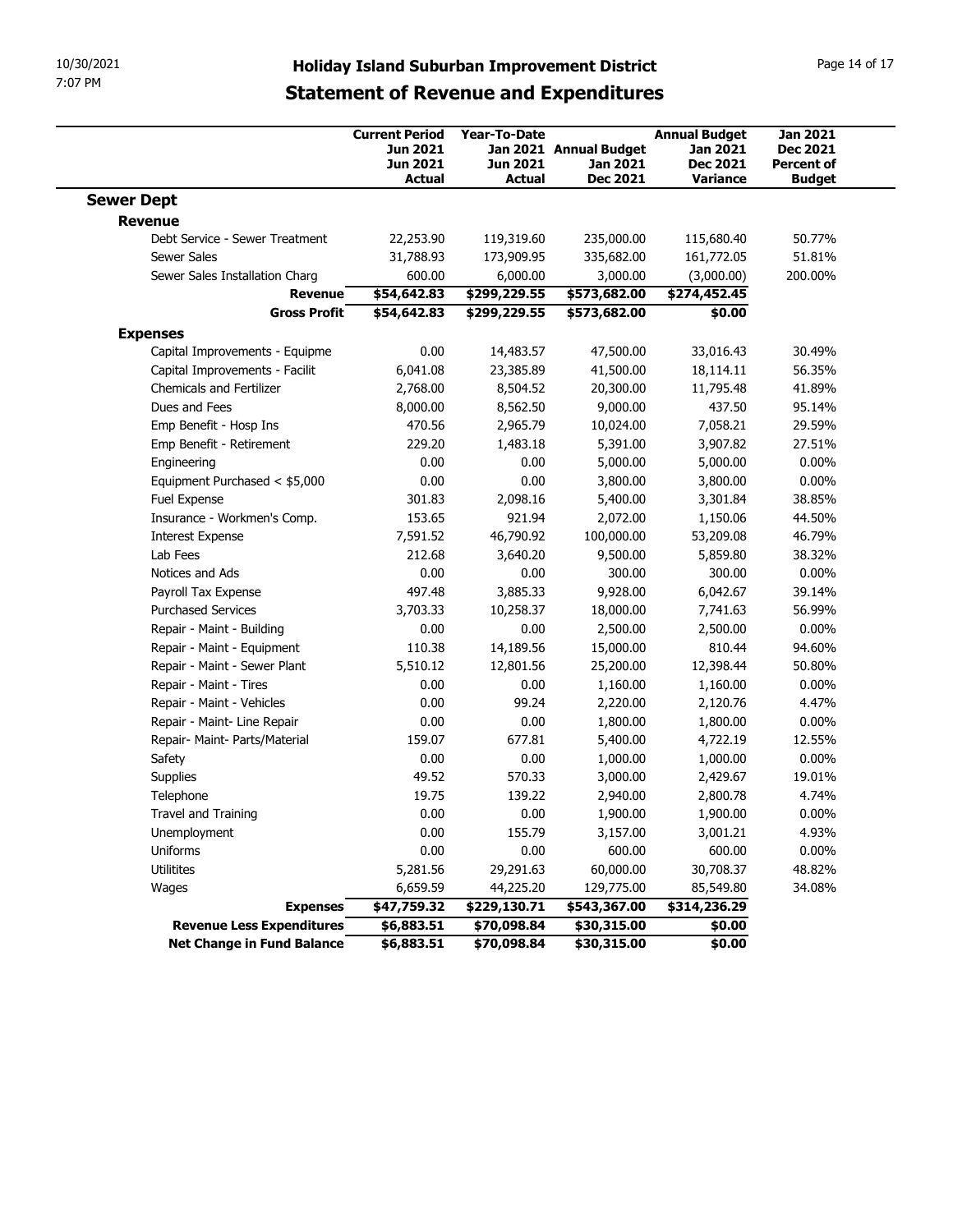# Holiday Island Suburban Improvement District

## Statement of Revenue and Expenditures

| | Current Period Jun 2021 Jun 2021 Actual | Year-To-Date Jan 2021 Jun 2021 Actual | Annual Budget Jan 2021 Dec 2021 | Annual Budget Jan 2021 Dec 2021 Variance | Jan 2021 Dec 2021 Percent of Budget |
|---|---|---|---|---|---|
| **Sewer Dept** | | | | | |
| **Revenue** | | | | | |
| Debt Service - Sewer Treatment | 22,253.90 | 119,319.60 | 235,000.00 | 115,680.40 | 50.77% |
| Sewer Sales | 31,788.93 | 173,909.95 | 335,682.00 | 161,772.05 | 51.81% |
| Sewer Sales Installation Charg | 600.00 | 6,000.00 | 3,000.00 | (3,000.00) | 200.00% |
| **Revenue** | **$54,642.83** | **$299,229.55** | **$573,682.00** | **$274,452.45** | |
| **Gross Profit** | **$54,642.83** | **$299,229.55** | **$573,682.00** | **$0.00** | |
| **Expenses** | | | | | |
| Capital Improvements - Equipme | 0.00 | 14,483.57 | 47,500.00 | 33,016.43 | 30.49% |
| Capital Improvements - Facilit | 6,041.08 | 23,385.89 | 41,500.00 | 18,114.11 | 56.35% |
| Chemicals and Fertilizer | 2,768.00 | 8,504.52 | 20,300.00 | 11,795.48 | 41.89% |
| Dues and Fees | 8,000.00 | 8,562.50 | 9,000.00 | 437.50 | 95.14% |
| Emp Benefit - Hosp Ins | 470.56 | 2,965.79 | 10,024.00 | 7,058.21 | 29.59% |
| Emp Benefit - Retirement | 229.20 | 1,483.18 | 5,391.00 | 3,907.82 | 27.51% |
| Engineering | 0.00 | 0.00 | 5,000.00 | 5,000.00 | 0.00% |
| Equipment Purchased < $5,000 | 0.00 | 0.00 | 3,800.00 | 3,800.00 | 0.00% |
| Fuel Expense | 301.83 | 2,098.16 | 5,400.00 | 3,301.84 | 38.85% |
| Insurance - Workmen's Comp. | 153.65 | 921.94 | 2,072.00 | 1,150.06 | 44.50% |
| Interest Expense | 7,591.52 | 46,790.92 | 100,000.00 | 53,209.08 | 46.79% |
| Lab Fees | 212.68 | 3,640.20 | 9,500.00 | 5,859.80 | 38.32% |
| Notices and Ads | 0.00 | 0.00 | 300.00 | 300.00 | 0.00% |
| Payroll Tax Expense | 497.48 | 3,885.33 | 9,928.00 | 6,042.67 | 39.14% |
| Purchased Services | 3,703.33 | 10,258.37 | 18,000.00 | 7,741.63 | 56.99% |
| Repair - Maint - Building | 0.00 | 0.00 | 2,500.00 | 2,500.00 | 0.00% |
| Repair - Maint - Equipment | 110.38 | 14,189.56 | 15,000.00 | 810.44 | 94.60% |
| Repair - Maint - Sewer Plant | 5,510.12 | 12,801.56 | 25,200.00 | 12,398.44 | 50.80% |
| Repair - Maint - Tires | 0.00 | 0.00 | 1,160.00 | 1,160.00 | 0.00% |
| Repair - Maint - Vehicles | 0.00 | 99.24 | 2,220.00 | 2,120.76 | 4.47% |
| Repair - Maint- Line Repair | 0.00 | 0.00 | 1,800.00 | 1,800.00 | 0.00% |
| Repair- Maint- Parts/Material | 159.07 | 677.81 | 5,400.00 | 4,722.19 | 12.55% |
| Safety | 0.00 | 0.00 | 1,000.00 | 1,000.00 | 0.00% |
| Supplies | 49.52 | 570.33 | 3,000.00 | 2,429.67 | 19.01% |
| Telephone | 19.75 | 139.22 | 2,940.00 | 2,800.78 | 4.74% |
| Travel and Training | 0.00 | 0.00 | 1,900.00 | 1,900.00 | 0.00% |
| Unemployment | 0.00 | 155.79 | 3,157.00 | 3,001.21 | 4.93% |
| Uniforms | 0.00 | 0.00 | 600.00 | 600.00 | 0.00% |
| Utilitites | 5,281.56 | 29,291.63 | 60,000.00 | 30,708.37 | 48.82% |
| Wages | 6,659.59 | 44,225.20 | 129,775.00 | 85,549.80 | 34.08% |
| **Expenses** | **$47,759.32** | **$229,130.71** | **$543,367.00** | **$314,236.29** | |
| **Revenue Less Expenditures** | **$6,883.51** | **$70,098.84** | **$30,315.00** | **$0.00** | |
| **Net Change in Fund Balance** | **$6,883.51** | **$70,098.84** | **$30,315.00** | **$0.00** | |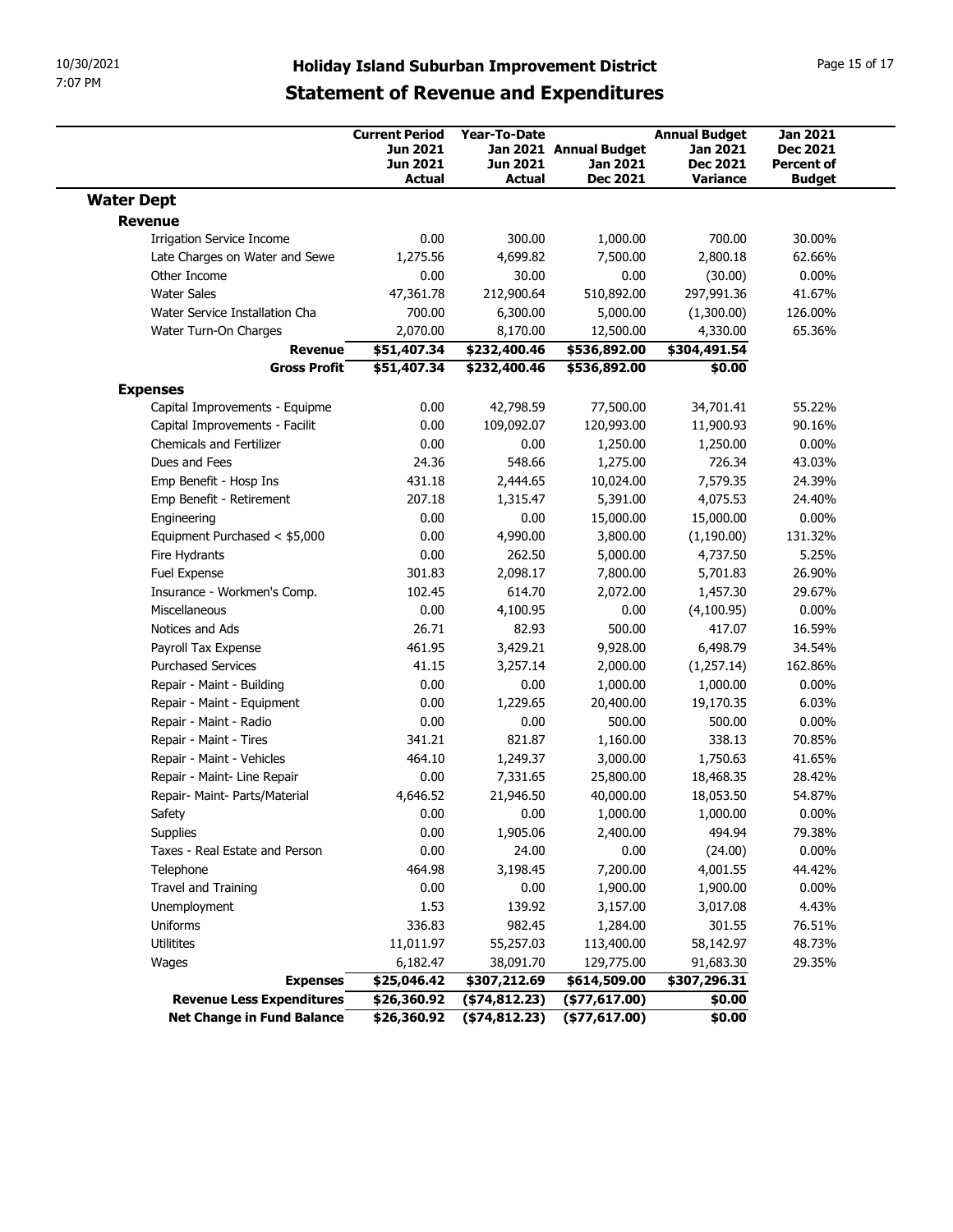# Holiday Island Suburban Improvement District

## Statement of Revenue and Expenditures

| | Current Period Jun 2021 Jun 2021 Actual | Year-To-Date Jan 2021 Jun 2021 Actual | Annual Budget Jan 2021 Dec 2021 | Annual Budget Jan 2021 Dec 2021 Variance | Jan 2021 Dec 2021 Percent of Budget |
|---|---|---|---|---|---|
| **Water Dept** | | | | | |
| **Revenue** | | | | | |
| Irrigation Service Income | 0.00 | 300.00 | 1,000.00 | 700.00 | 30.00% |
| Late Charges on Water and Sewe | 1,275.56 | 4,699.82 | 7,500.00 | 2,800.18 | 62.66% |
| Other Income | 0.00 | 30.00 | 0.00 | (30.00) | 0.00% |
| Water Sales | 47,361.78 | 212,900.64 | 510,892.00 | 297,991.36 | 41.67% |
| Water Service Installation Cha | 700.00 | 6,300.00 | 5,000.00 | (1,300.00) | 126.00% |
| Water Turn-On Charges | 2,070.00 | 8,170.00 | 12,500.00 | 4,330.00 | 65.36% |
| **Revenue** | **$51,407.34** | **$232,400.46** | **$536,892.00** | **$304,491.54** | |
| **Gross Profit** | **$51,407.34** | **$232,400.46** | **$536,892.00** | **$0.00** | |
| **Expenses** | | | | | |
| Capital Improvements - Equipme | 0.00 | 42,798.59 | 77,500.00 | 34,701.41 | 55.22% |
| Capital Improvements - Facilit | 0.00 | 109,092.07 | 120,993.00 | 11,900.93 | 90.16% |
| Chemicals and Fertilizer | 0.00 | 0.00 | 1,250.00 | 1,250.00 | 0.00% |
| Dues and Fees | 24.36 | 548.66 | 1,275.00 | 726.34 | 43.03% |
| Emp Benefit - Hosp Ins | 431.18 | 2,444.65 | 10,024.00 | 7,579.35 | 24.39% |
| Emp Benefit - Retirement | 207.18 | 1,315.47 | 5,391.00 | 4,075.53 | 24.40% |
| Engineering | 0.00 | 0.00 | 15,000.00 | 15,000.00 | 0.00% |
| Equipment Purchased < $5,000 | 0.00 | 4,990.00 | 3,800.00 | (1,190.00) | 131.32% |
| Fire Hydrants | 0.00 | 262.50 | 5,000.00 | 4,737.50 | 5.25% |
| Fuel Expense | 301.83 | 2,098.17 | 7,800.00 | 5,701.83 | 26.90% |
| Insurance - Workmen's Comp. | 102.45 | 614.70 | 2,072.00 | 1,457.30 | 29.67% |
| Miscellaneous | 0.00 | 4,100.95 | 0.00 | (4,100.95) | 0.00% |
| Notices and Ads | 26.71 | 82.93 | 500.00 | 417.07 | 16.59% |
| Payroll Tax Expense | 461.95 | 3,429.21 | 9,928.00 | 6,498.79 | 34.54% |
| Purchased Services | 41.15 | 3,257.14 | 2,000.00 | (1,257.14) | 162.86% |
| Repair - Maint - Building | 0.00 | 0.00 | 1,000.00 | 1,000.00 | 0.00% |
| Repair - Maint - Equipment | 0.00 | 1,229.65 | 20,400.00 | 19,170.35 | 6.03% |
| Repair - Maint - Radio | 0.00 | 0.00 | 500.00 | 500.00 | 0.00% |
| Repair - Maint - Tires | 341.21 | 821.87 | 1,160.00 | 338.13 | 70.85% |
| Repair - Maint - Vehicles | 464.10 | 1,249.37 | 3,000.00 | 1,750.63 | 41.65% |
| Repair - Maint- Line Repair | 0.00 | 7,331.65 | 25,800.00 | 18,468.35 | 28.42% |
| Repair- Maint- Parts/Material | 4,646.52 | 21,946.50 | 40,000.00 | 18,053.50 | 54.87% |
| Safety | 0.00 | 0.00 | 1,000.00 | 1,000.00 | 0.00% |
| Supplies | 0.00 | 1,905.06 | 2,400.00 | 494.94 | 79.38% |
| Taxes - Real Estate and Person | 0.00 | 24.00 | 0.00 | (24.00) | 0.00% |
| Telephone | 464.98 | 3,198.45 | 7,200.00 | 4,001.55 | 44.42% |
| Travel and Training | 0.00 | 0.00 | 1,900.00 | 1,900.00 | 0.00% |
| Unemployment | 1.53 | 139.92 | 3,157.00 | 3,017.08 | 4.43% |
| Uniforms | 336.83 | 982.45 | 1,284.00 | 301.55 | 76.51% |
| Utilitites | 11,011.97 | 55,257.03 | 113,400.00 | 58,142.97 | 48.73% |
| Wages | 6,182.47 | 38,091.70 | 129,775.00 | 91,683.30 | 29.35% |
| **Expenses** | **$25,046.42** | **$307,212.69** | **$614,509.00** | **$307,296.31** | |
| **Revenue Less Expenditures** | **$26,360.92** | **($74,812.23)** | **($77,617.00)** | **$0.00** | |
| **Net Change in Fund Balance** | **$26,360.92** | **($74,812.23)** | **($77,617.00)** | **$0.00** | |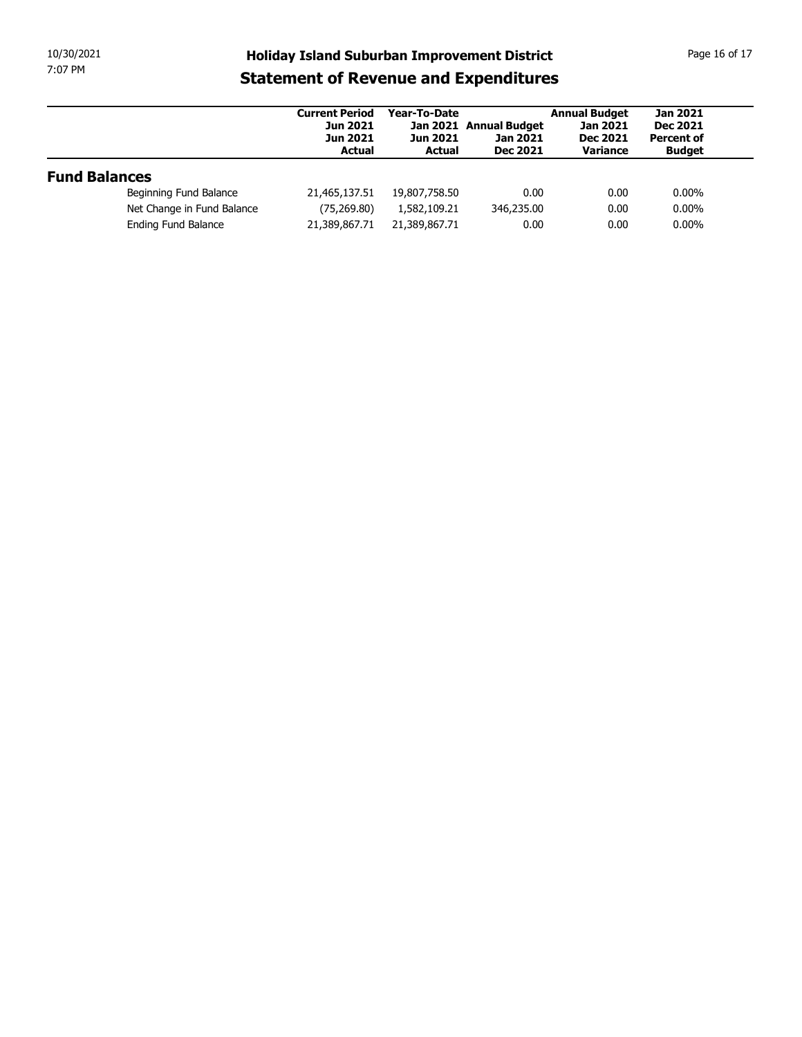# Holiday Island Suburban Improvement District

## Statement of Revenue and Expenditures

| | Current Period Jun 2021 Jun 2021 Actual | Year-To-Date Jan 2021 Jun 2021 Actual | Annual Budget Jan 2021 Dec 2021 | Annual Budget Jan 2021 Dec 2021 Variance | Jan 2021 Dec 2021 Percent of Budget |
|---|---|---|---|---|---|
| **Fund Balances** | | | | | |
| Beginning Fund Balance | 21,465,137.51 | 19,807,758.50 | 0.00 | 0.00 | 0.00% |
| Net Change in Fund Balance | (75,269.80) | 1,582,109.21 | 346,235.00 | 0.00 | 0.00% |
| Ending Fund Balance | 21,389,867.71 | 21,389,867.71 | 0.00 | 0.00 | 0.00% |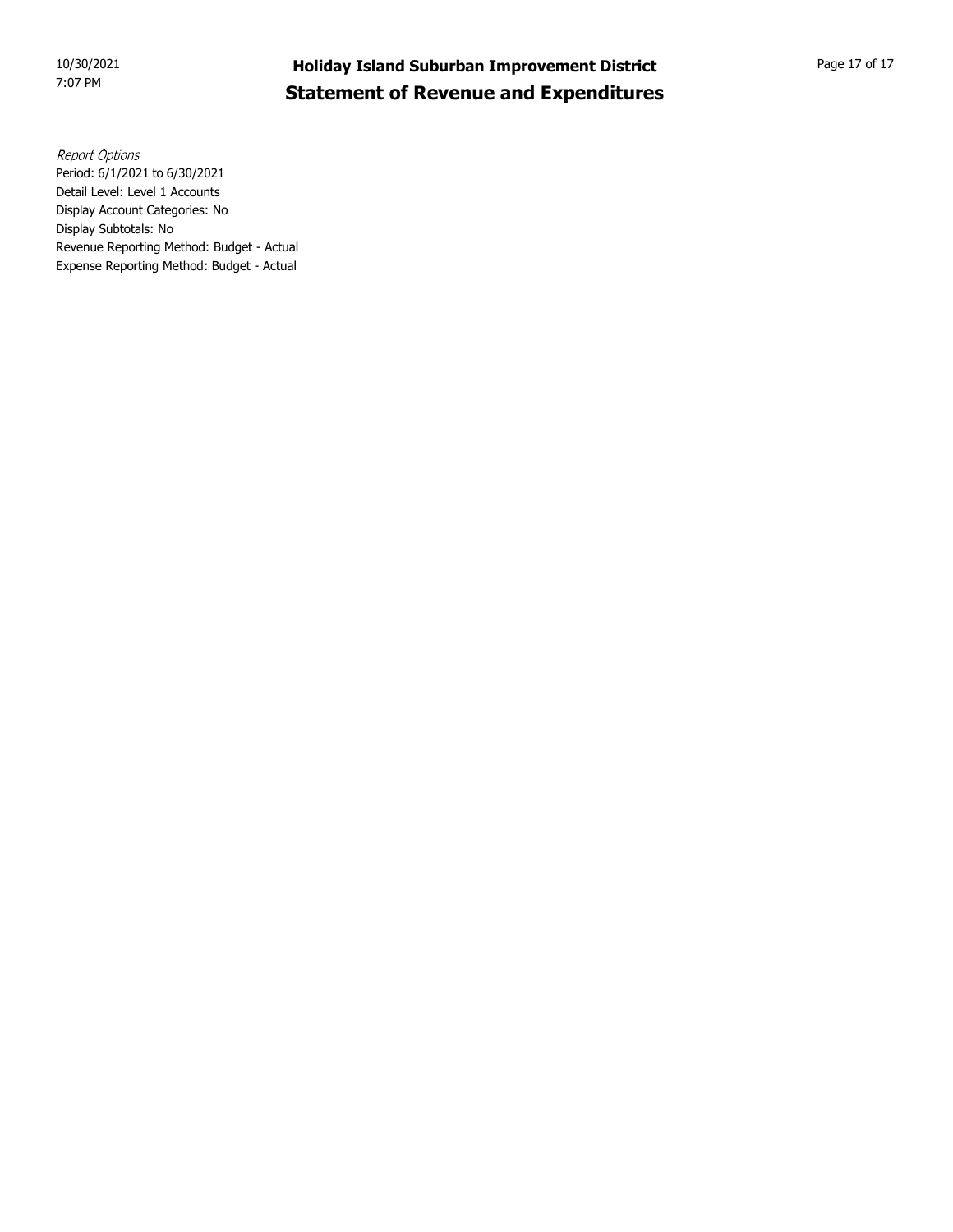*Report Options*

Period: 6/1/2021 to 6/30/2021

Detail Level: Level 1 Accounts

Display Account Categories: No

Display Subtotals: No

Revenue Reporting Method: Budget - Actual

Expense Reporting Method: Budget - Actual